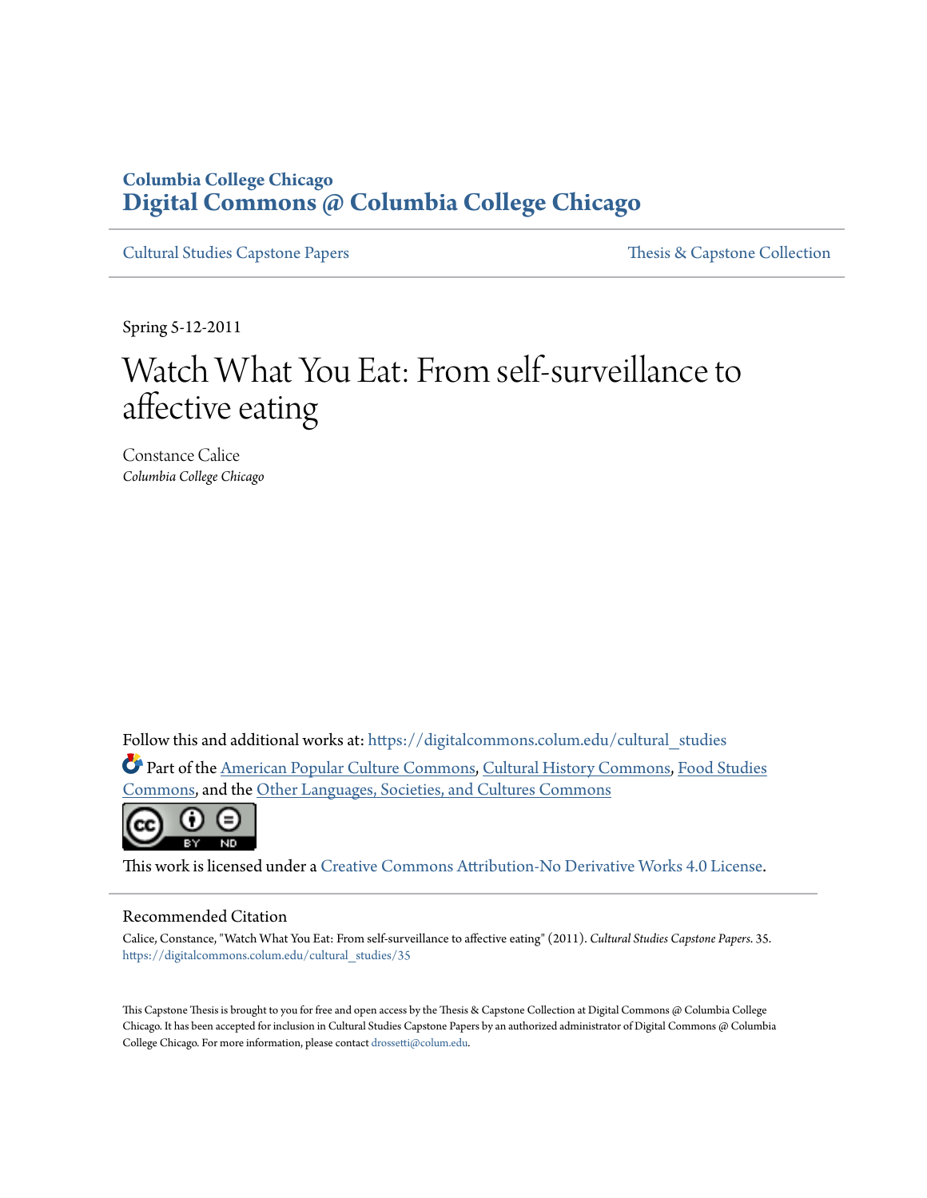Columbia College Chicago

# Digital Commons @ Columbia College Chicago

Cultural Studies Capstone Papers

Thesis & Capstone Collection

Spring 5-12-2011

# Watch What You Eat: From self-surveillance to affective eating

Constance Calice
*Columbia College Chicago*

Follow this and additional works at: https://digitalcommons.colum.edu/cultural_studies

Part of the American Popular Culture Commons, Cultural History Commons, Food Studies Commons, and the Other Languages, Societies, and Cultures Commons

This work is licensed under a Creative Commons Attribution-No Derivative Works 4.0 License.

## Recommended Citation

Calice, Constance, "Watch What You Eat: From self-surveillance to affective eating" (2011). *Cultural Studies Capstone Papers*. 35.
https://digitalcommons.colum.edu/cultural_studies/35

This Capstone Thesis is brought to you for free and open access by the Thesis & Capstone Collection at Digital Commons @ Columbia College Chicago. It has been accepted for inclusion in Cultural Studies Capstone Papers by an authorized administrator of Digital Commons @ Columbia College Chicago. For more information, please contact drossetti@colum.edu.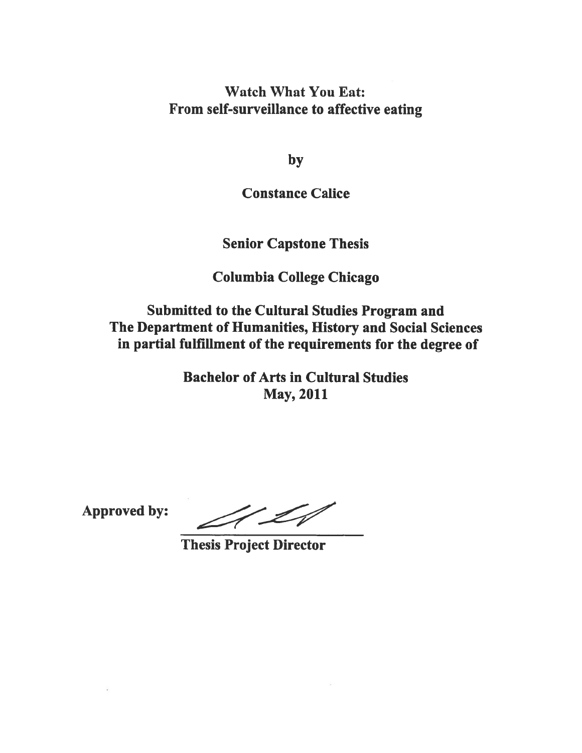# Watch What You Eat:
# From self-surveillance to affective eating

by

**Constance Calice**

**Senior Capstone Thesis**

**Columbia College Chicago**

**Submitted to the Cultural Studies Program and**
**The Department of Humanities, History and Social Sciences**
**in partial fulfillment of the requirements for the degree of**

**Bachelor of Arts in Cultural Studies**
**May, 2011**

**Approved by:** ____________________
**Thesis Project Director**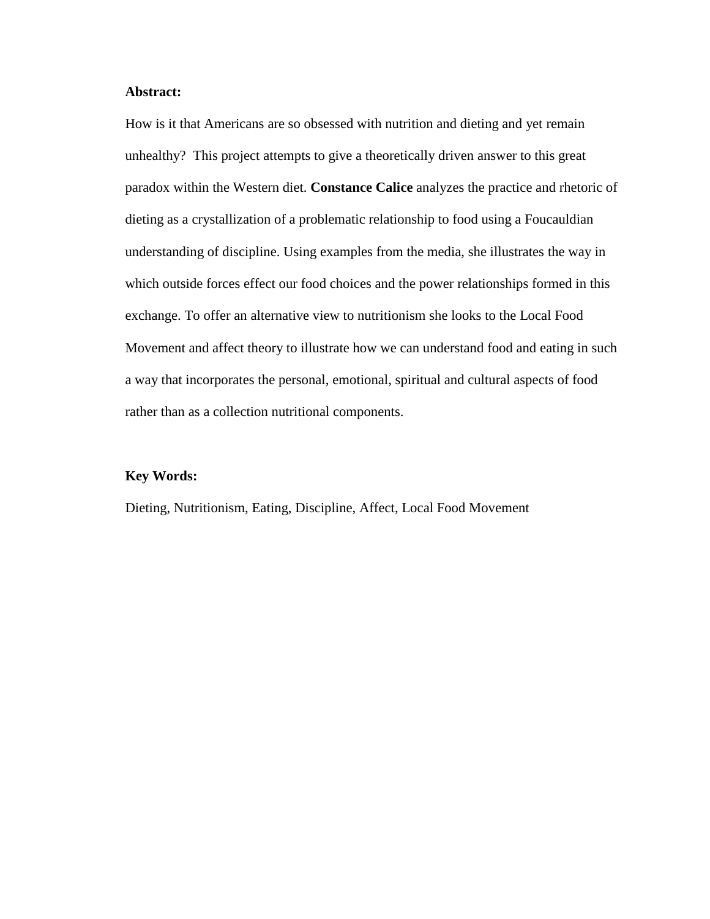**Abstract:**

How is it that Americans are so obsessed with nutrition and dieting and yet remain unhealthy? This project attempts to give a theoretically driven answer to this great paradox within the Western diet. **Constance Calice** analyzes the practice and rhetoric of dieting as a crystallization of a problematic relationship to food using a Foucauldian understanding of discipline. Using examples from the media, she illustrates the way in which outside forces effect our food choices and the power relationships formed in this exchange. To offer an alternative view to nutritionism she looks to the Local Food Movement and affect theory to illustrate how we can understand food and eating in such a way that incorporates the personal, emotional, spiritual and cultural aspects of food rather than as a collection nutritional components.

**Key Words:**

Dieting, Nutritionism, Eating, Discipline, Affect, Local Food Movement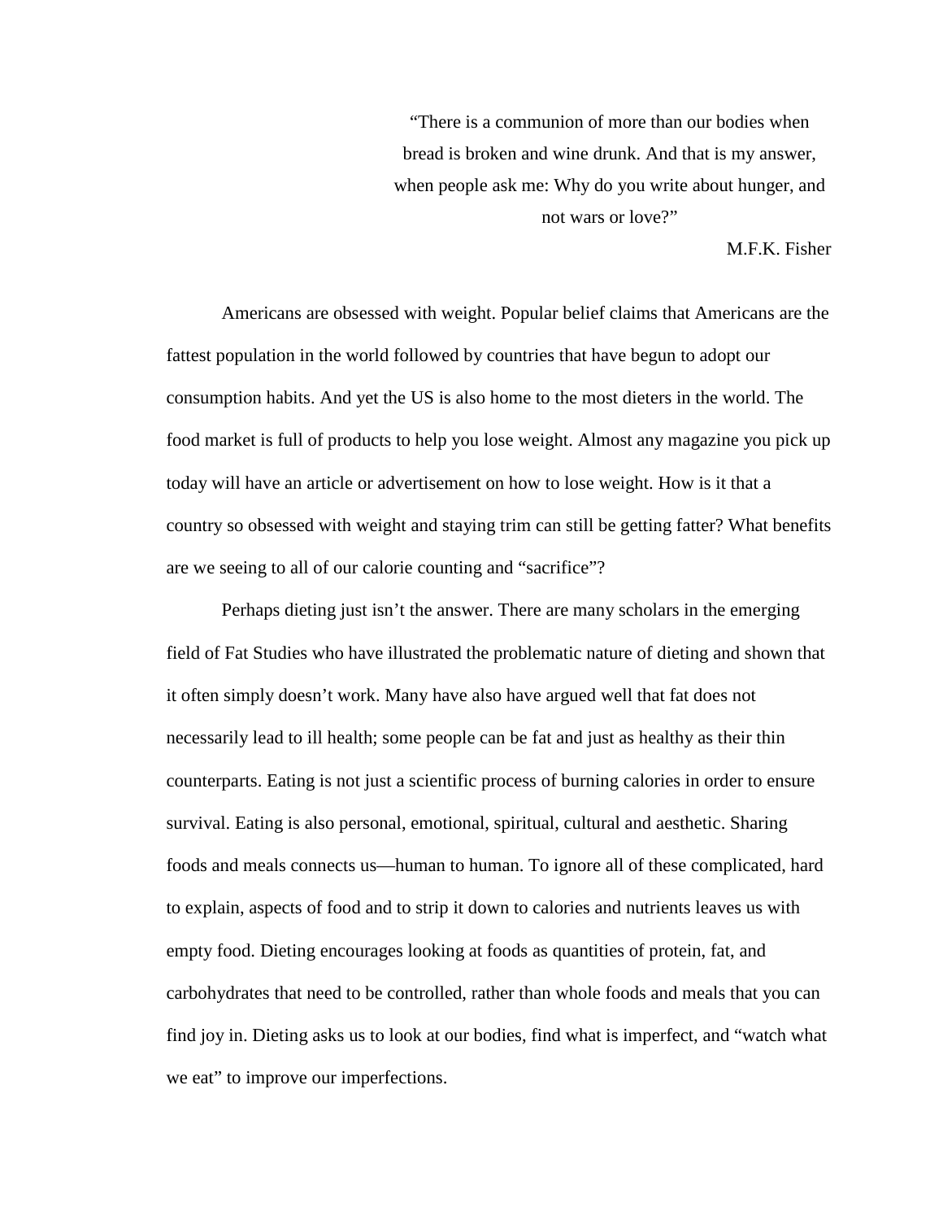> "There is a communion of more than our bodies when bread is broken and wine drunk. And that is my answer, when people ask me: Why do you write about hunger, and not wars or love?"
>
> M.F.K. Fisher

Americans are obsessed with weight. Popular belief claims that Americans are the fattest population in the world followed by countries that have begun to adopt our consumption habits. And yet the US is also home to the most dieters in the world. The food market is full of products to help you lose weight. Almost any magazine you pick up today will have an article or advertisement on how to lose weight. How is it that a country so obsessed with weight and staying trim can still be getting fatter? What benefits are we seeing to all of our calorie counting and "sacrifice"?

Perhaps dieting just isn't the answer. There are many scholars in the emerging field of Fat Studies who have illustrated the problematic nature of dieting and shown that it often simply doesn't work. Many have also have argued well that fat does not necessarily lead to ill health; some people can be fat and just as healthy as their thin counterparts. Eating is not just a scientific process of burning calories in order to ensure survival. Eating is also personal, emotional, spiritual, cultural and aesthetic. Sharing foods and meals connects us—human to human. To ignore all of these complicated, hard to explain, aspects of food and to strip it down to calories and nutrients leaves us with empty food. Dieting encourages looking at foods as quantities of protein, fat, and carbohydrates that need to be controlled, rather than whole foods and meals that you can find joy in. Dieting asks us to look at our bodies, find what is imperfect, and "watch what we eat" to improve our imperfections.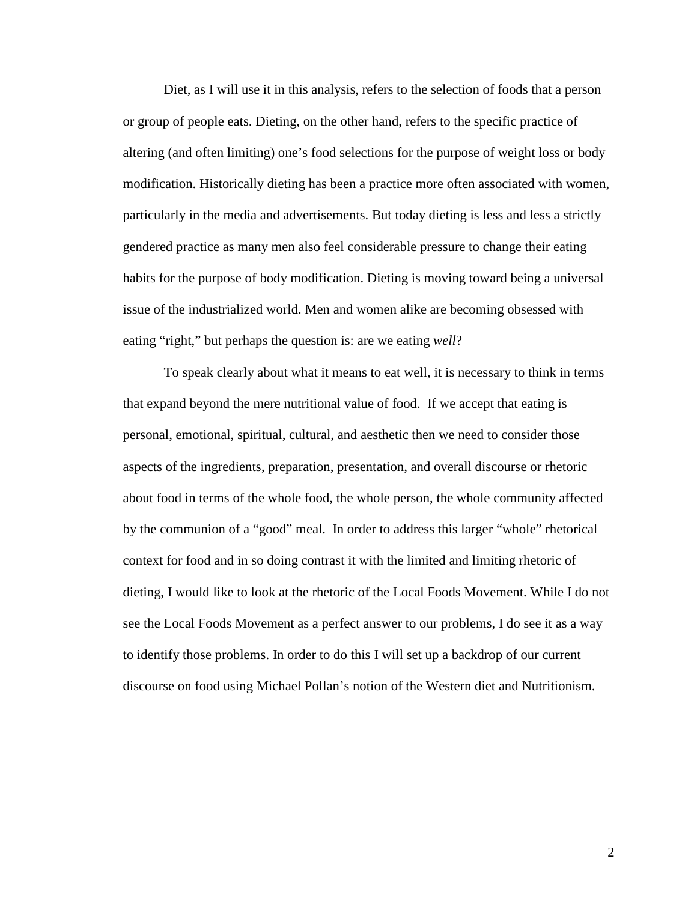Diet, as I will use it in this analysis, refers to the selection of foods that a person or group of people eats. Dieting, on the other hand, refers to the specific practice of altering (and often limiting) one's food selections for the purpose of weight loss or body modification. Historically dieting has been a practice more often associated with women, particularly in the media and advertisements. But today dieting is less and less a strictly gendered practice as many men also feel considerable pressure to change their eating habits for the purpose of body modification. Dieting is moving toward being a universal issue of the industrialized world. Men and women alike are becoming obsessed with eating "right," but perhaps the question is: are we eating *well*?

To speak clearly about what it means to eat well, it is necessary to think in terms that expand beyond the mere nutritional value of food. If we accept that eating is personal, emotional, spiritual, cultural, and aesthetic then we need to consider those aspects of the ingredients, preparation, presentation, and overall discourse or rhetoric about food in terms of the whole food, the whole person, the whole community affected by the communion of a "good" meal. In order to address this larger "whole" rhetorical context for food and in so doing contrast it with the limited and limiting rhetoric of dieting, I would like to look at the rhetoric of the Local Foods Movement. While I do not see the Local Foods Movement as a perfect answer to our problems, I do see it as a way to identify those problems. In order to do this I will set up a backdrop of our current discourse on food using Michael Pollan's notion of the Western diet and Nutritionism.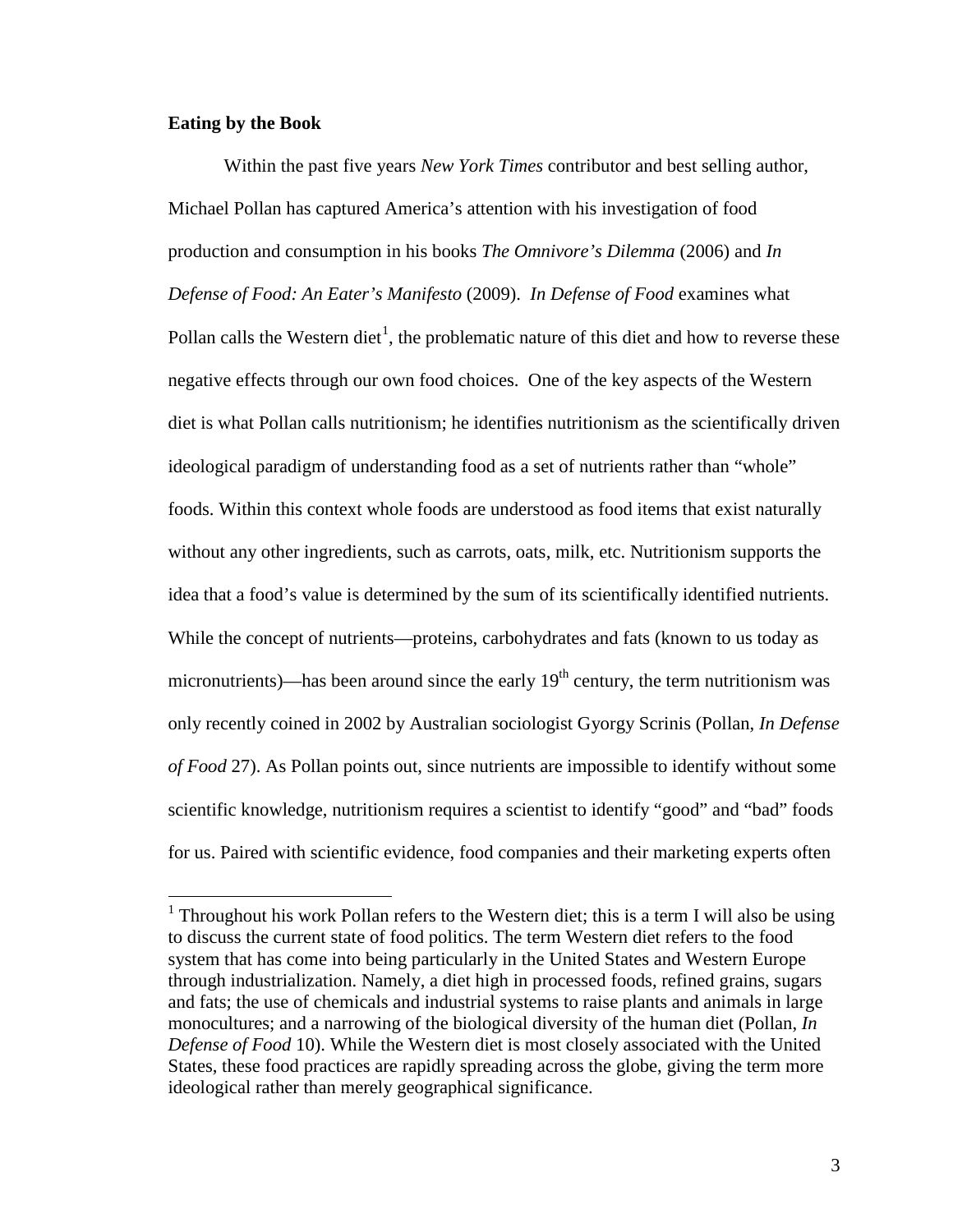**Eating by the Book**

Within the past five years *New York Times* contributor and best selling author, Michael Pollan has captured America's attention with his investigation of food production and consumption in his books *The Omnivore's Dilemma* (2006) and *In Defense of Food: An Eater's Manifesto* (2009). *In Defense of Food* examines what Pollan calls the Western diet[1], the problematic nature of this diet and how to reverse these negative effects through our own food choices. One of the key aspects of the Western diet is what Pollan calls nutritionism; he identifies nutritionism as the scientifically driven ideological paradigm of understanding food as a set of nutrients rather than "whole" foods. Within this context whole foods are understood as food items that exist naturally without any other ingredients, such as carrots, oats, milk, etc. Nutritionism supports the idea that a food's value is determined by the sum of its scientifically identified nutrients. While the concept of nutrients—proteins, carbohydrates and fats (known to us today as micronutrients)—has been around since the early 19th century, the term nutritionism was only recently coined in 2002 by Australian sociologist Gyorgy Scrinis (Pollan, *In Defense of Food* 27). As Pollan points out, since nutrients are impossible to identify without some scientific knowledge, nutritionism requires a scientist to identify "good" and "bad" foods for us. Paired with scientific evidence, food companies and their marketing experts often

[1] Throughout his work Pollan refers to the Western diet; this is a term I will also be using to discuss the current state of food politics. The term Western diet refers to the food system that has come into being particularly in the United States and Western Europe through industrialization. Namely, a diet high in processed foods, refined grains, sugars and fats; the use of chemicals and industrial systems to raise plants and animals in large monocultures; and a narrowing of the biological diversity of the human diet (Pollan, *In Defense of Food* 10). While the Western diet is most closely associated with the United States, these food practices are rapidly spreading across the globe, giving the term more ideological rather than merely geographical significance.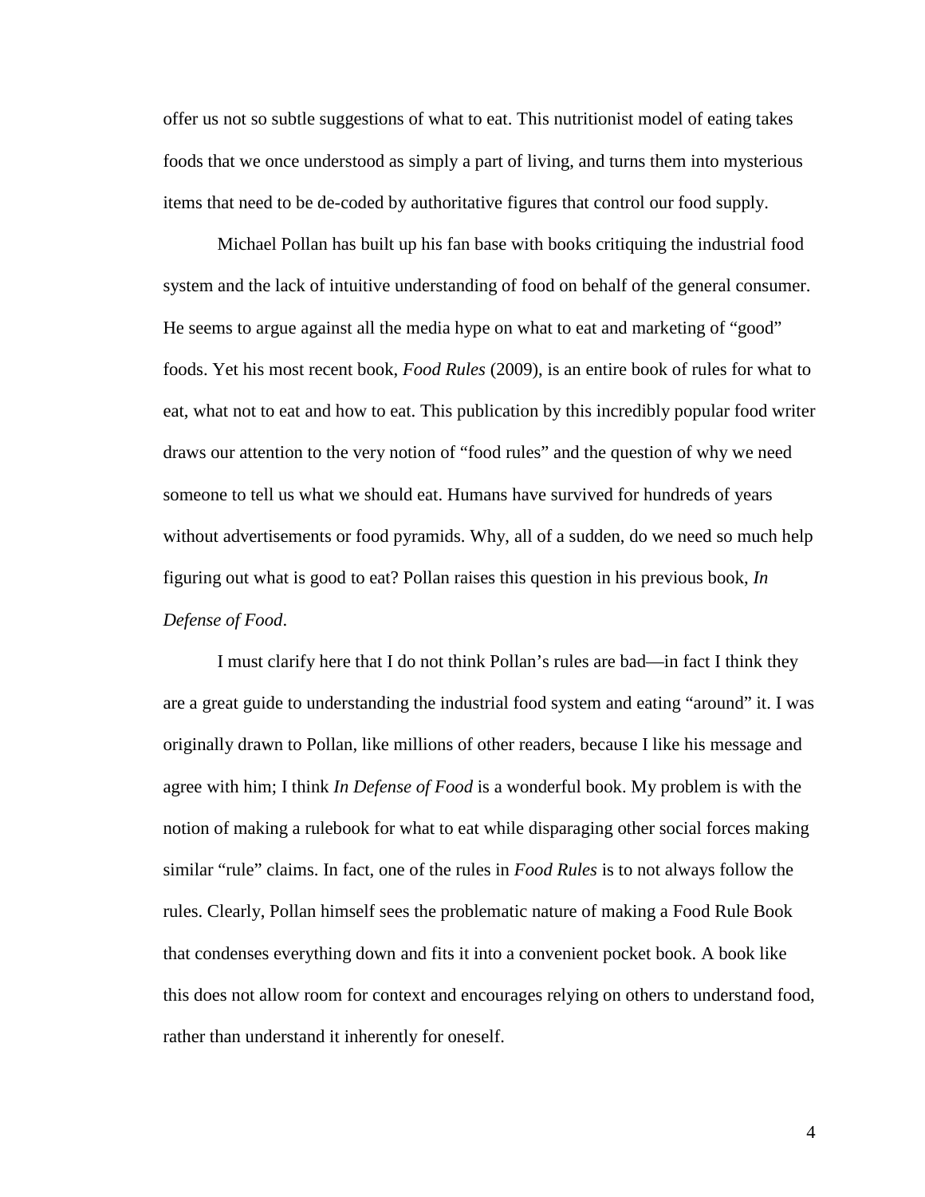offer us not so subtle suggestions of what to eat. This nutritionist model of eating takes foods that we once understood as simply a part of living, and turns them into mysterious items that need to be de-coded by authoritative figures that control our food supply.

Michael Pollan has built up his fan base with books critiquing the industrial food system and the lack of intuitive understanding of food on behalf of the general consumer. He seems to argue against all the media hype on what to eat and marketing of "good" foods. Yet his most recent book, *Food Rules* (2009), is an entire book of rules for what to eat, what not to eat and how to eat. This publication by this incredibly popular food writer draws our attention to the very notion of "food rules" and the question of why we need someone to tell us what we should eat. Humans have survived for hundreds of years without advertisements or food pyramids. Why, all of a sudden, do we need so much help figuring out what is good to eat? Pollan raises this question in his previous book, *In Defense of Food*.

I must clarify here that I do not think Pollan's rules are bad—in fact I think they are a great guide to understanding the industrial food system and eating "around" it. I was originally drawn to Pollan, like millions of other readers, because I like his message and agree with him; I think *In Defense of Food* is a wonderful book. My problem is with the notion of making a rulebook for what to eat while disparaging other social forces making similar "rule" claims. In fact, one of the rules in *Food Rules* is to not always follow the rules. Clearly, Pollan himself sees the problematic nature of making a Food Rule Book that condenses everything down and fits it into a convenient pocket book. A book like this does not allow room for context and encourages relying on others to understand food, rather than understand it inherently for oneself.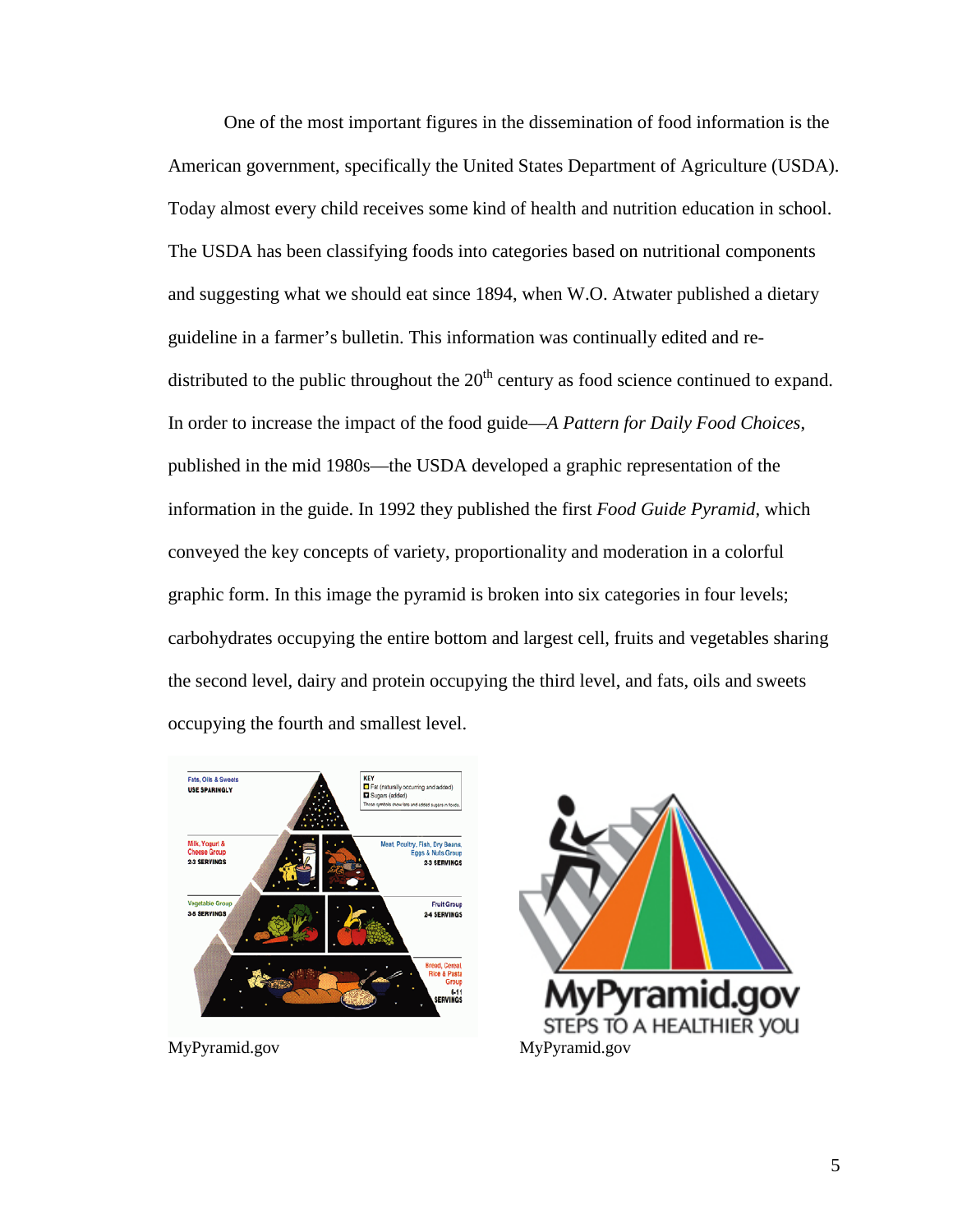One of the most important figures in the dissemination of food information is the American government, specifically the United States Department of Agriculture (USDA). Today almost every child receives some kind of health and nutrition education in school. The USDA has been classifying foods into categories based on nutritional components and suggesting what we should eat since 1894, when W.O. Atwater published a dietary guideline in a farmer's bulletin. This information was continually edited and re-distributed to the public throughout the 20th century as food science continued to expand. In order to increase the impact of the food guide—*A Pattern for Daily Food Choices*, published in the mid 1980s—the USDA developed a graphic representation of the information in the guide. In 1992 they published the first *Food Guide Pyramid*, which conveyed the key concepts of variety, proportionality and moderation in a colorful graphic form. In this image the pyramid is broken into six categories in four levels; carbohydrates occupying the entire bottom and largest cell, fruits and vegetables sharing the second level, dairy and protein occupying the third level, and fats, oils and sweets occupying the fourth and smallest level.

MyPyramid.gov

MyPyramid.gov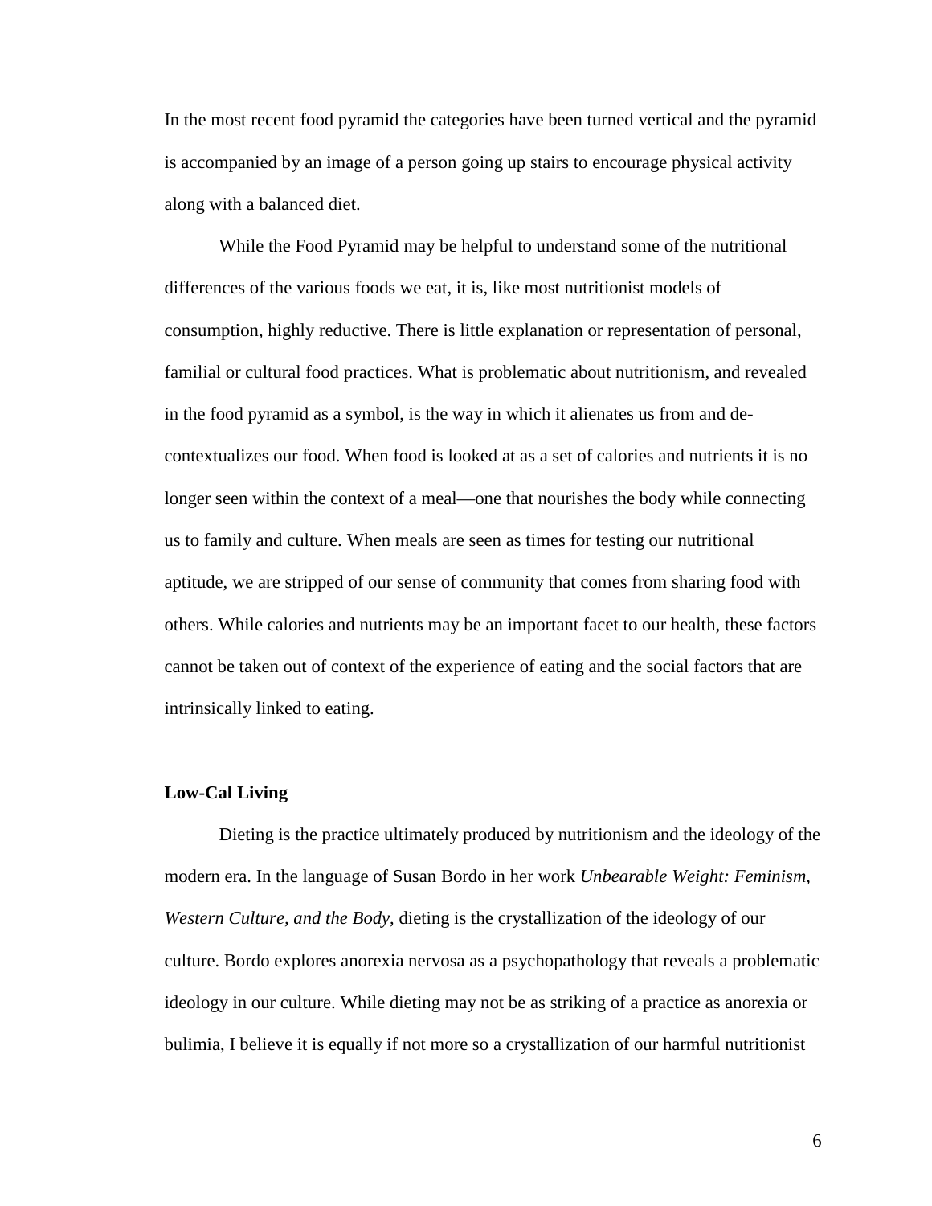In the most recent food pyramid the categories have been turned vertical and the pyramid is accompanied by an image of a person going up stairs to encourage physical activity along with a balanced diet.

While the Food Pyramid may be helpful to understand some of the nutritional differences of the various foods we eat, it is, like most nutritionist models of consumption, highly reductive. There is little explanation or representation of personal, familial or cultural food practices. What is problematic about nutritionism, and revealed in the food pyramid as a symbol, is the way in which it alienates us from and de-contextualizes our food. When food is looked at as a set of calories and nutrients it is no longer seen within the context of a meal—one that nourishes the body while connecting us to family and culture. When meals are seen as times for testing our nutritional aptitude, we are stripped of our sense of community that comes from sharing food with others. While calories and nutrients may be an important facet to our health, these factors cannot be taken out of context of the experience of eating and the social factors that are intrinsically linked to eating.

**Low-Cal Living**

Dieting is the practice ultimately produced by nutritionism and the ideology of the modern era. In the language of Susan Bordo in her work *Unbearable Weight: Feminism, Western Culture, and the Body*, dieting is the crystallization of the ideology of our culture. Bordo explores anorexia nervosa as a psychopathology that reveals a problematic ideology in our culture. While dieting may not be as striking of a practice as anorexia or bulimia, I believe it is equally if not more so a crystallization of our harmful nutritionist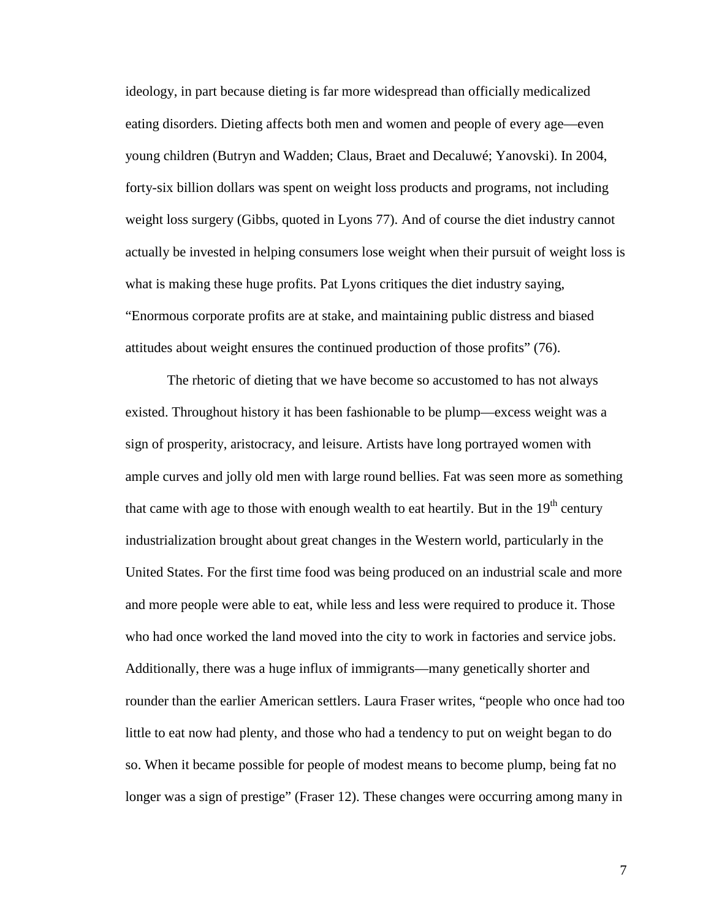ideology, in part because dieting is far more widespread than officially medicalized eating disorders. Dieting affects both men and women and people of every age—even young children (Butryn and Wadden; Claus, Braet and Decaluwé; Yanovski). In 2004, forty-six billion dollars was spent on weight loss products and programs, not including weight loss surgery (Gibbs, quoted in Lyons 77). And of course the diet industry cannot actually be invested in helping consumers lose weight when their pursuit of weight loss is what is making these huge profits. Pat Lyons critiques the diet industry saying, "Enormous corporate profits are at stake, and maintaining public distress and biased attitudes about weight ensures the continued production of those profits" (76).

The rhetoric of dieting that we have become so accustomed to has not always existed. Throughout history it has been fashionable to be plump—excess weight was a sign of prosperity, aristocracy, and leisure. Artists have long portrayed women with ample curves and jolly old men with large round bellies. Fat was seen more as something that came with age to those with enough wealth to eat heartily. But in the 19th century industrialization brought about great changes in the Western world, particularly in the United States. For the first time food was being produced on an industrial scale and more and more people were able to eat, while less and less were required to produce it. Those who had once worked the land moved into the city to work in factories and service jobs. Additionally, there was a huge influx of immigrants—many genetically shorter and rounder than the earlier American settlers. Laura Fraser writes, "people who once had too little to eat now had plenty, and those who had a tendency to put on weight began to do so. When it became possible for people of modest means to become plump, being fat no longer was a sign of prestige" (Fraser 12). These changes were occurring among many in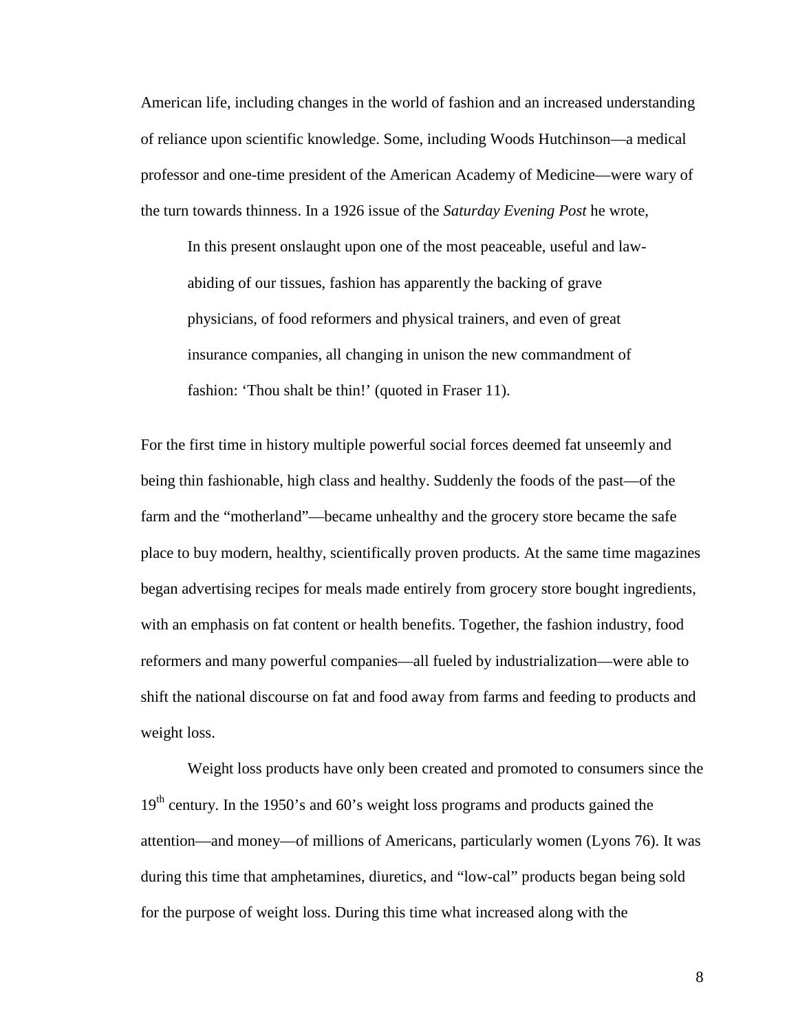American life, including changes in the world of fashion and an increased understanding of reliance upon scientific knowledge. Some, including Woods Hutchinson—a medical professor and one-time president of the American Academy of Medicine—were wary of the turn towards thinness. In a 1926 issue of the *Saturday Evening Post* he wrote,

> In this present onslaught upon one of the most peaceable, useful and law-abiding of our tissues, fashion has apparently the backing of grave physicians, of food reformers and physical trainers, and even of great insurance companies, all changing in unison the new commandment of fashion: 'Thou shalt be thin!' (quoted in Fraser 11).

For the first time in history multiple powerful social forces deemed fat unseemly and being thin fashionable, high class and healthy. Suddenly the foods of the past—of the farm and the "motherland"—became unhealthy and the grocery store became the safe place to buy modern, healthy, scientifically proven products. At the same time magazines began advertising recipes for meals made entirely from grocery store bought ingredients, with an emphasis on fat content or health benefits. Together, the fashion industry, food reformers and many powerful companies—all fueled by industrialization—were able to shift the national discourse on fat and food away from farms and feeding to products and weight loss.

Weight loss products have only been created and promoted to consumers since the 19th century. In the 1950's and 60's weight loss programs and products gained the attention—and money—of millions of Americans, particularly women (Lyons 76). It was during this time that amphetamines, diuretics, and "low-cal" products began being sold for the purpose of weight loss. During this time what increased along with the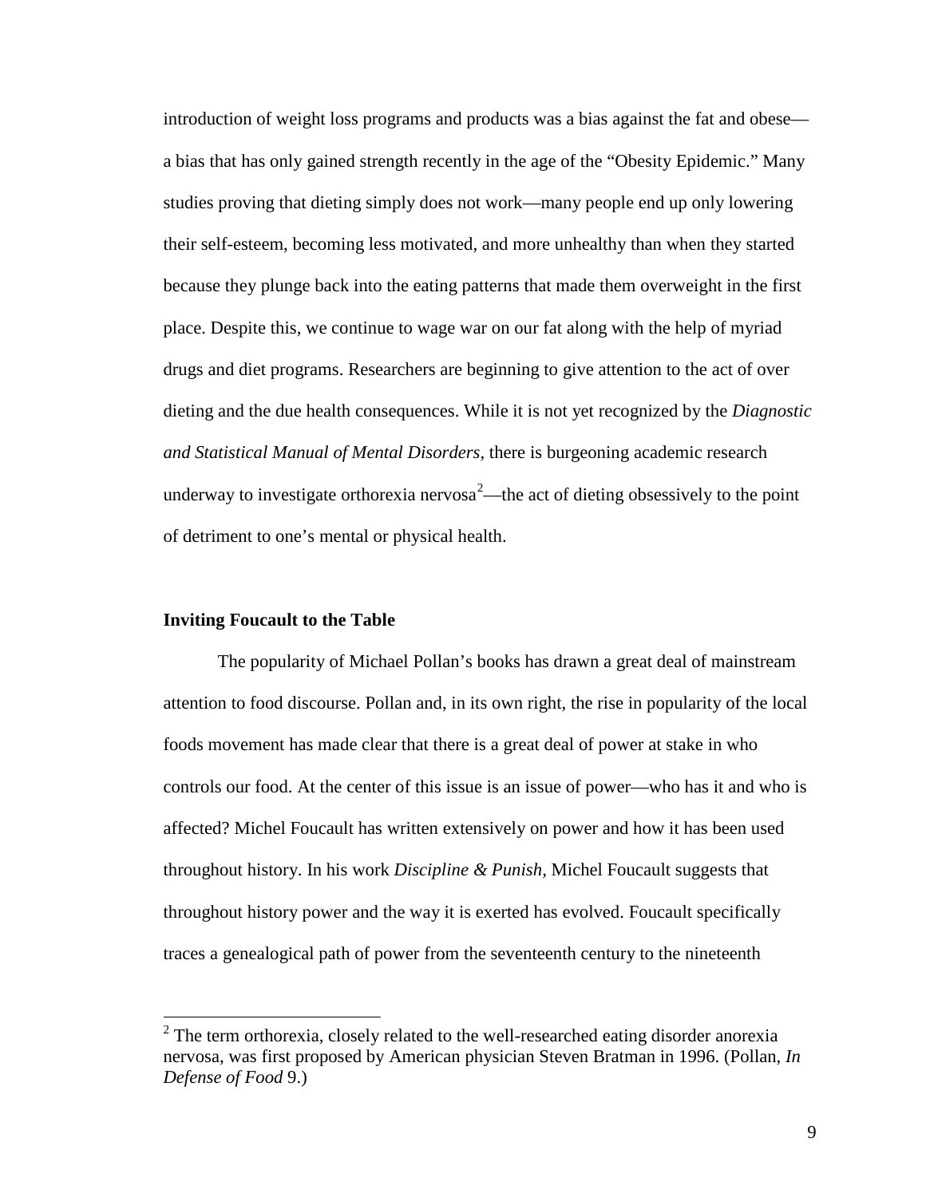introduction of weight loss programs and products was a bias against the fat and obese—a bias that has only gained strength recently in the age of the "Obesity Epidemic." Many studies proving that dieting simply does not work—many people end up only lowering their self-esteem, becoming less motivated, and more unhealthy than when they started because they plunge back into the eating patterns that made them overweight in the first place. Despite this, we continue to wage war on our fat along with the help of myriad drugs and diet programs. Researchers are beginning to give attention to the act of over dieting and the due health consequences. While it is not yet recognized by the *Diagnostic and Statistical Manual of Mental Disorders,* there is burgeoning academic research underway to investigate orthorexia nervosa[2]—the act of dieting obsessively to the point of detriment to one's mental or physical health.

**Inviting Foucault to the Table**

The popularity of Michael Pollan's books has drawn a great deal of mainstream attention to food discourse. Pollan and, in its own right, the rise in popularity of the local foods movement has made clear that there is a great deal of power at stake in who controls our food. At the center of this issue is an issue of power—who has it and who is affected? Michel Foucault has written extensively on power and how it has been used throughout history. In his work *Discipline & Punish,* Michel Foucault suggests that throughout history power and the way it is exerted has evolved. Foucault specifically traces a genealogical path of power from the seventeenth century to the nineteenth

[2] The term orthorexia, closely related to the well-researched eating disorder anorexia nervosa, was first proposed by American physician Steven Bratman in 1996. (Pollan, *In Defense of Food* 9.)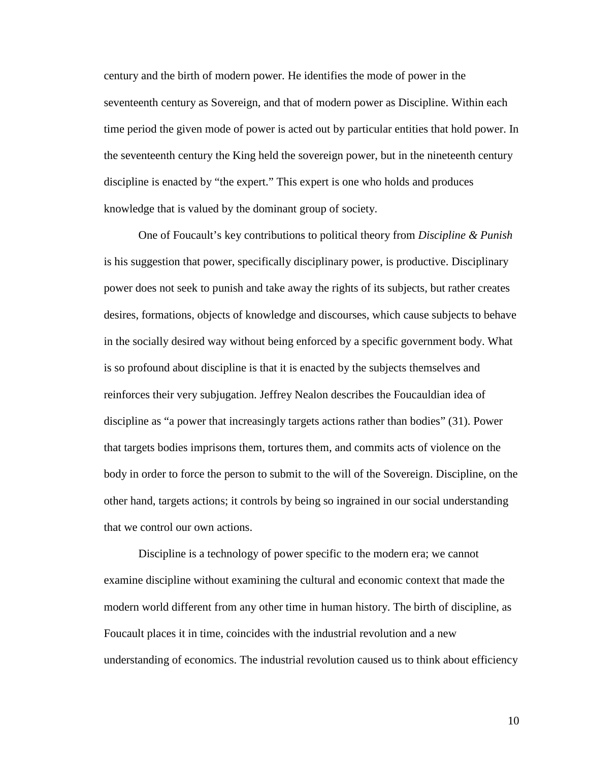century and the birth of modern power. He identifies the mode of power in the seventeenth century as Sovereign, and that of modern power as Discipline. Within each time period the given mode of power is acted out by particular entities that hold power. In the seventeenth century the King held the sovereign power, but in the nineteenth century discipline is enacted by "the expert." This expert is one who holds and produces knowledge that is valued by the dominant group of society.

One of Foucault's key contributions to political theory from *Discipline & Punish* is his suggestion that power, specifically disciplinary power, is productive. Disciplinary power does not seek to punish and take away the rights of its subjects, but rather creates desires, formations, objects of knowledge and discourses, which cause subjects to behave in the socially desired way without being enforced by a specific government body. What is so profound about discipline is that it is enacted by the subjects themselves and reinforces their very subjugation. Jeffrey Nealon describes the Foucauldian idea of discipline as "a power that increasingly targets actions rather than bodies" (31). Power that targets bodies imprisons them, tortures them, and commits acts of violence on the body in order to force the person to submit to the will of the Sovereign. Discipline, on the other hand, targets actions; it controls by being so ingrained in our social understanding that we control our own actions.

Discipline is a technology of power specific to the modern era; we cannot examine discipline without examining the cultural and economic context that made the modern world different from any other time in human history. The birth of discipline, as Foucault places it in time, coincides with the industrial revolution and a new understanding of economics. The industrial revolution caused us to think about efficiency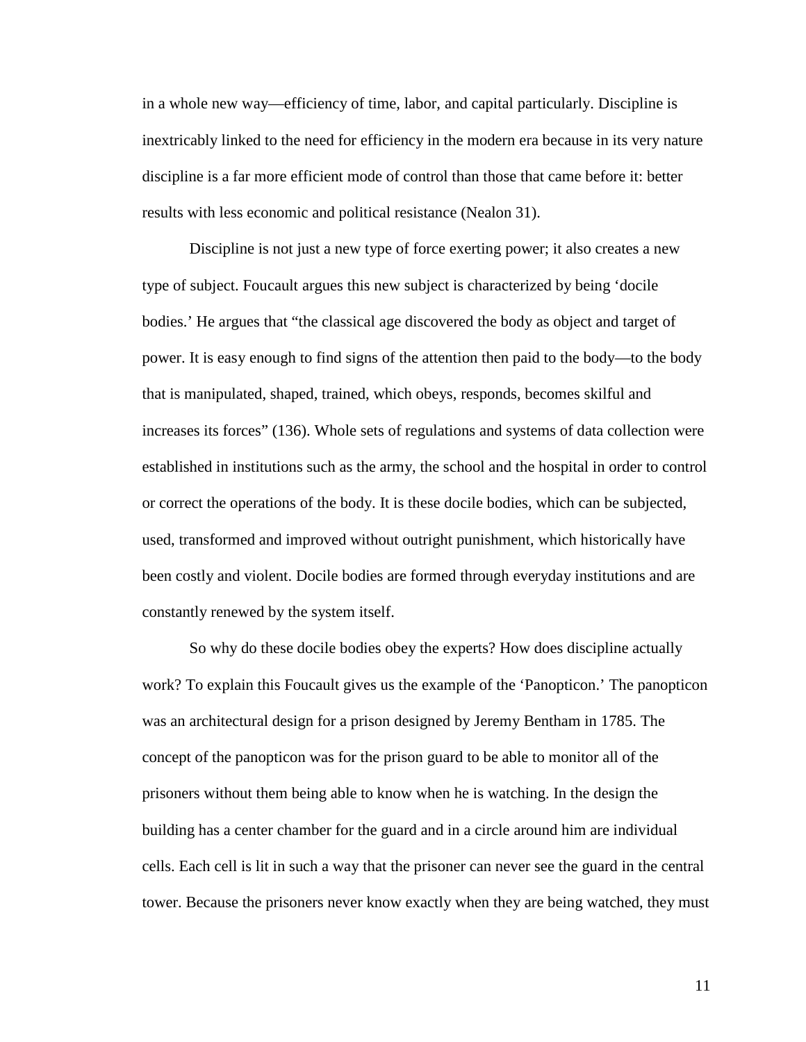in a whole new way—efficiency of time, labor, and capital particularly. Discipline is inextricably linked to the need for efficiency in the modern era because in its very nature discipline is a far more efficient mode of control than those that came before it: better results with less economic and political resistance (Nealon 31).

Discipline is not just a new type of force exerting power; it also creates a new type of subject. Foucault argues this new subject is characterized by being 'docile bodies.' He argues that "the classical age discovered the body as object and target of power. It is easy enough to find signs of the attention then paid to the body—to the body that is manipulated, shaped, trained, which obeys, responds, becomes skilful and increases its forces" (136). Whole sets of regulations and systems of data collection were established in institutions such as the army, the school and the hospital in order to control or correct the operations of the body. It is these docile bodies, which can be subjected, used, transformed and improved without outright punishment, which historically have been costly and violent. Docile bodies are formed through everyday institutions and are constantly renewed by the system itself.

So why do these docile bodies obey the experts? How does discipline actually work? To explain this Foucault gives us the example of the 'Panopticon.' The panopticon was an architectural design for a prison designed by Jeremy Bentham in 1785. The concept of the panopticon was for the prison guard to be able to monitor all of the prisoners without them being able to know when he is watching. In the design the building has a center chamber for the guard and in a circle around him are individual cells. Each cell is lit in such a way that the prisoner can never see the guard in the central tower. Because the prisoners never know exactly when they are being watched, they must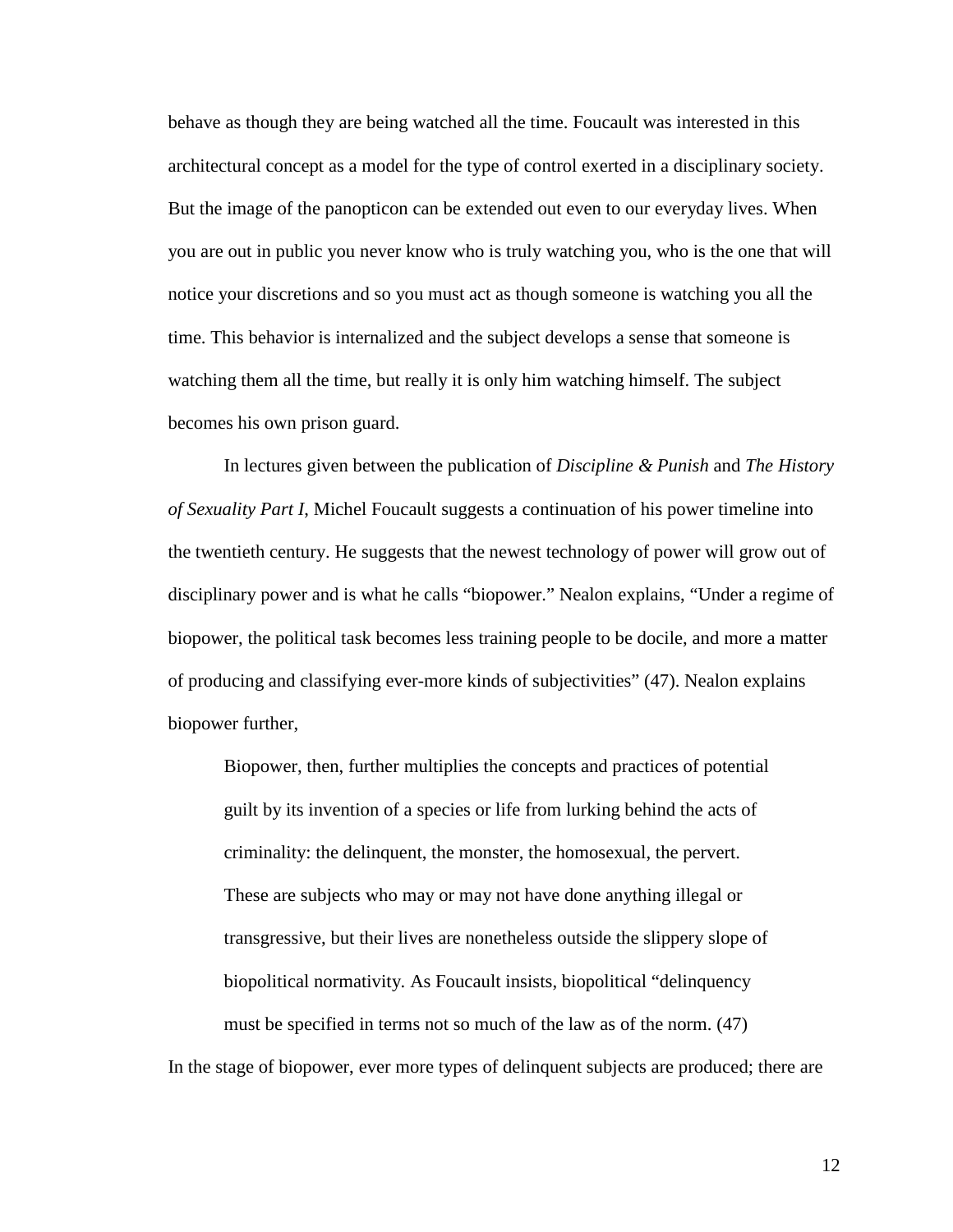behave as though they are being watched all the time. Foucault was interested in this architectural concept as a model for the type of control exerted in a disciplinary society. But the image of the panopticon can be extended out even to our everyday lives. When you are out in public you never know who is truly watching you, who is the one that will notice your discretions and so you must act as though someone is watching you all the time. This behavior is internalized and the subject develops a sense that someone is watching them all the time, but really it is only him watching himself. The subject becomes his own prison guard.

In lectures given between the publication of *Discipline & Punish* and *The History of Sexuality Part I*, Michel Foucault suggests a continuation of his power timeline into the twentieth century. He suggests that the newest technology of power will grow out of disciplinary power and is what he calls "biopower." Nealon explains, "Under a regime of biopower, the political task becomes less training people to be docile, and more a matter of producing and classifying ever-more kinds of subjectivities" (47). Nealon explains biopower further,

> Biopower, then, further multiplies the concepts and practices of potential guilt by its invention of a species or life from lurking behind the acts of criminality: the delinquent, the monster, the homosexual, the pervert. These are subjects who may or may not have done anything illegal or transgressive, but their lives are nonetheless outside the slippery slope of biopolitical normativity. As Foucault insists, biopolitical "delinquency must be specified in terms not so much of the law as of the norm. (47)

In the stage of biopower, ever more types of delinquent subjects are produced; there are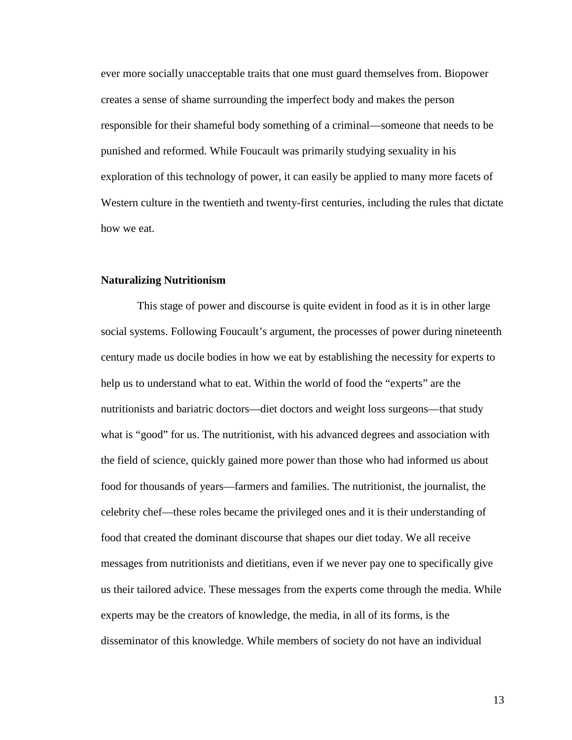ever more socially unacceptable traits that one must guard themselves from. Biopower creates a sense of shame surrounding the imperfect body and makes the person responsible for their shameful body something of a criminal—someone that needs to be punished and reformed. While Foucault was primarily studying sexuality in his exploration of this technology of power, it can easily be applied to many more facets of Western culture in the twentieth and twenty-first centuries, including the rules that dictate how we eat.

### Naturalizing Nutritionism

This stage of power and discourse is quite evident in food as it is in other large social systems. Following Foucault's argument, the processes of power during nineteenth century made us docile bodies in how we eat by establishing the necessity for experts to help us to understand what to eat. Within the world of food the "experts" are the nutritionists and bariatric doctors—diet doctors and weight loss surgeons—that study what is "good" for us. The nutritionist, with his advanced degrees and association with the field of science, quickly gained more power than those who had informed us about food for thousands of years—farmers and families. The nutritionist, the journalist, the celebrity chef—these roles became the privileged ones and it is their understanding of food that created the dominant discourse that shapes our diet today. We all receive messages from nutritionists and dietitians, even if we never pay one to specifically give us their tailored advice. These messages from the experts come through the media. While experts may be the creators of knowledge, the media, in all of its forms, is the disseminator of this knowledge. While members of society do not have an individual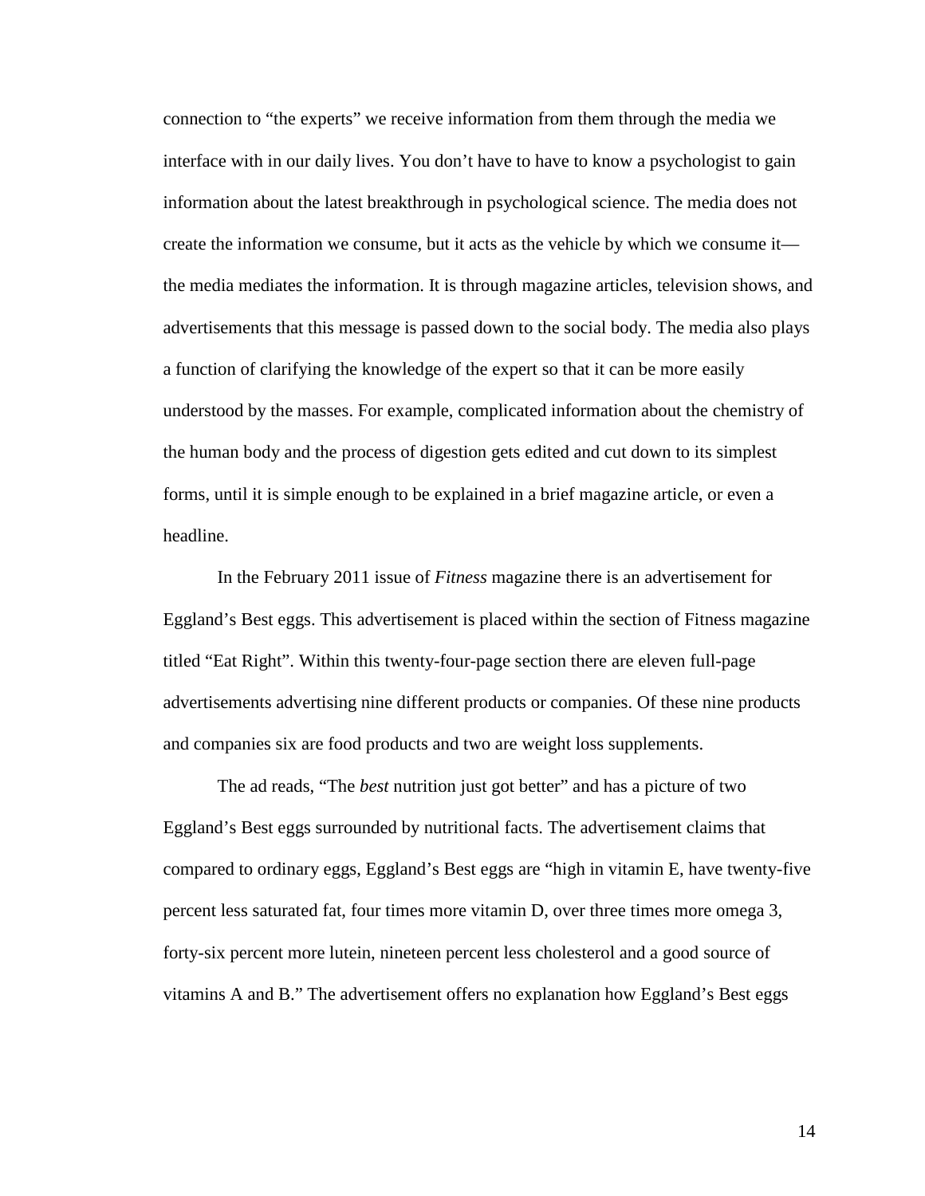connection to "the experts" we receive information from them through the media we interface with in our daily lives. You don't have to have to know a psychologist to gain information about the latest breakthrough in psychological science. The media does not create the information we consume, but it acts as the vehicle by which we consume it—the media mediates the information. It is through magazine articles, television shows, and advertisements that this message is passed down to the social body. The media also plays a function of clarifying the knowledge of the expert so that it can be more easily understood by the masses. For example, complicated information about the chemistry of the human body and the process of digestion gets edited and cut down to its simplest forms, until it is simple enough to be explained in a brief magazine article, or even a headline.

In the February 2011 issue of *Fitness* magazine there is an advertisement for Eggland's Best eggs. This advertisement is placed within the section of Fitness magazine titled "Eat Right". Within this twenty-four-page section there are eleven full-page advertisements advertising nine different products or companies. Of these nine products and companies six are food products and two are weight loss supplements.

The ad reads, "The *best* nutrition just got better" and has a picture of two Eggland's Best eggs surrounded by nutritional facts. The advertisement claims that compared to ordinary eggs, Eggland's Best eggs are "high in vitamin E, have twenty-five percent less saturated fat, four times more vitamin D, over three times more omega 3, forty-six percent more lutein, nineteen percent less cholesterol and a good source of vitamins A and B." The advertisement offers no explanation how Eggland's Best eggs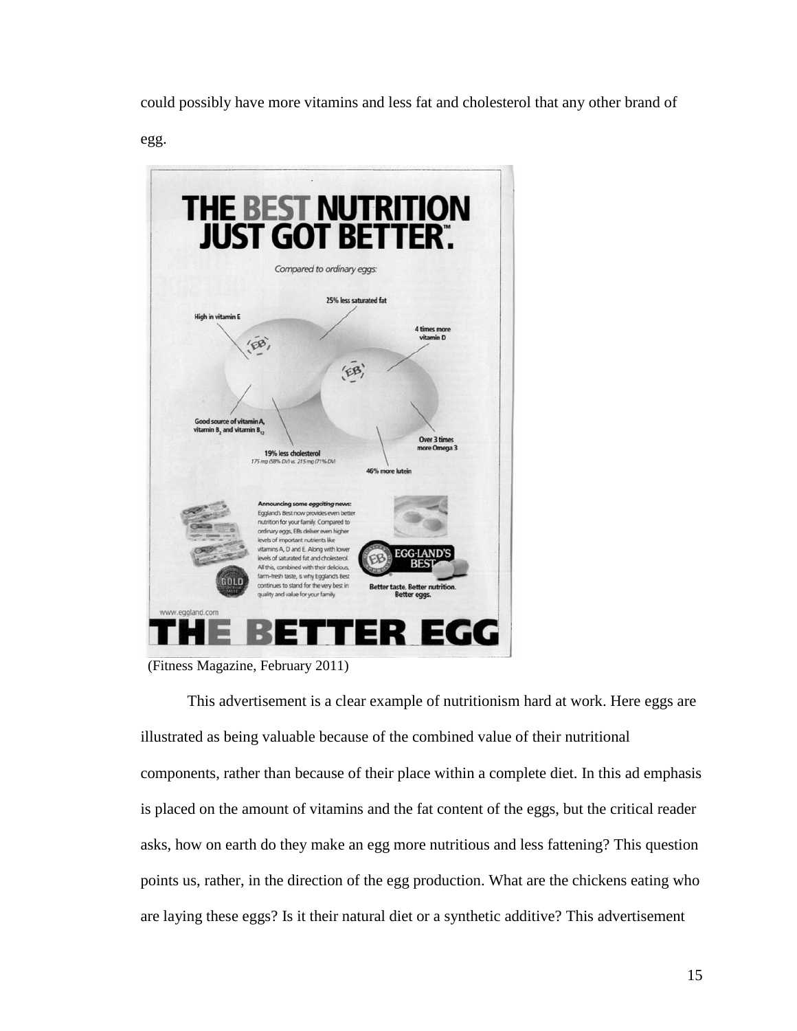could possibly have more vitamins and less fat and cholesterol that any other brand of egg.

(Fitness Magazine, February 2011)

This advertisement is a clear example of nutritionism hard at work. Here eggs are illustrated as being valuable because of the combined value of their nutritional components, rather than because of their place within a complete diet. In this ad emphasis is placed on the amount of vitamins and the fat content of the eggs, but the critical reader asks, how on earth do they make an egg more nutritious and less fattening? This question points us, rather, in the direction of the egg production. What are the chickens eating who are laying these eggs? Is it their natural diet or a synthetic additive? This advertisement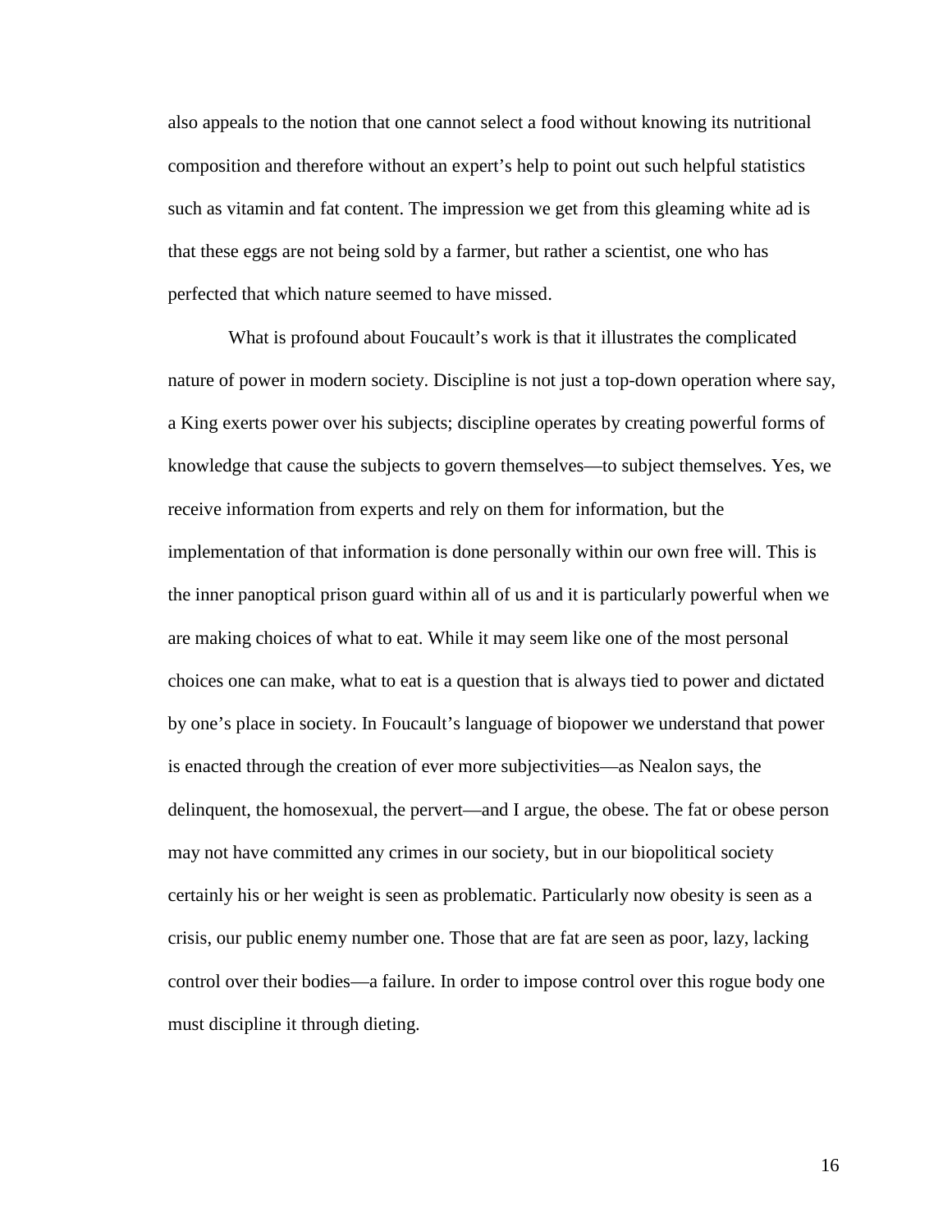also appeals to the notion that one cannot select a food without knowing its nutritional composition and therefore without an expert's help to point out such helpful statistics such as vitamin and fat content. The impression we get from this gleaming white ad is that these eggs are not being sold by a farmer, but rather a scientist, one who has perfected that which nature seemed to have missed.

What is profound about Foucault's work is that it illustrates the complicated nature of power in modern society. Discipline is not just a top-down operation where say, a King exerts power over his subjects; discipline operates by creating powerful forms of knowledge that cause the subjects to govern themselves—to subject themselves. Yes, we receive information from experts and rely on them for information, but the implementation of that information is done personally within our own free will. This is the inner panoptical prison guard within all of us and it is particularly powerful when we are making choices of what to eat. While it may seem like one of the most personal choices one can make, what to eat is a question that is always tied to power and dictated by one's place in society. In Foucault's language of biopower we understand that power is enacted through the creation of ever more subjectivities—as Nealon says, the delinquent, the homosexual, the pervert—and I argue, the obese. The fat or obese person may not have committed any crimes in our society, but in our biopolitical society certainly his or her weight is seen as problematic. Particularly now obesity is seen as a crisis, our public enemy number one. Those that are fat are seen as poor, lazy, lacking control over their bodies—a failure. In order to impose control over this rogue body one must discipline it through dieting.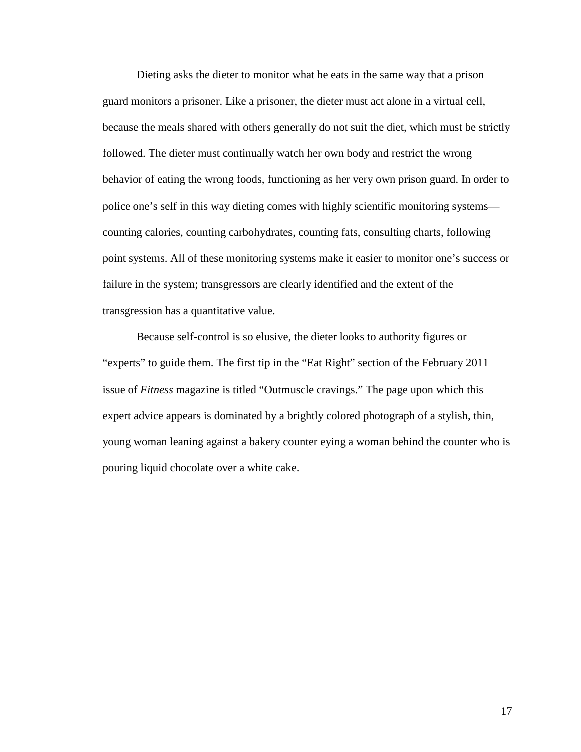Dieting asks the dieter to monitor what he eats in the same way that a prison guard monitors a prisoner. Like a prisoner, the dieter must act alone in a virtual cell, because the meals shared with others generally do not suit the diet, which must be strictly followed. The dieter must continually watch her own body and restrict the wrong behavior of eating the wrong foods, functioning as her very own prison guard. In order to police one's self in this way dieting comes with highly scientific monitoring systems—counting calories, counting carbohydrates, counting fats, consulting charts, following point systems. All of these monitoring systems make it easier to monitor one's success or failure in the system; transgressors are clearly identified and the extent of the transgression has a quantitative value.

Because self-control is so elusive, the dieter looks to authority figures or "experts" to guide them. The first tip in the "Eat Right" section of the February 2011 issue of *Fitness* magazine is titled "Outmuscle cravings." The page upon which this expert advice appears is dominated by a brightly colored photograph of a stylish, thin, young woman leaning against a bakery counter eying a woman behind the counter who is pouring liquid chocolate over a white cake.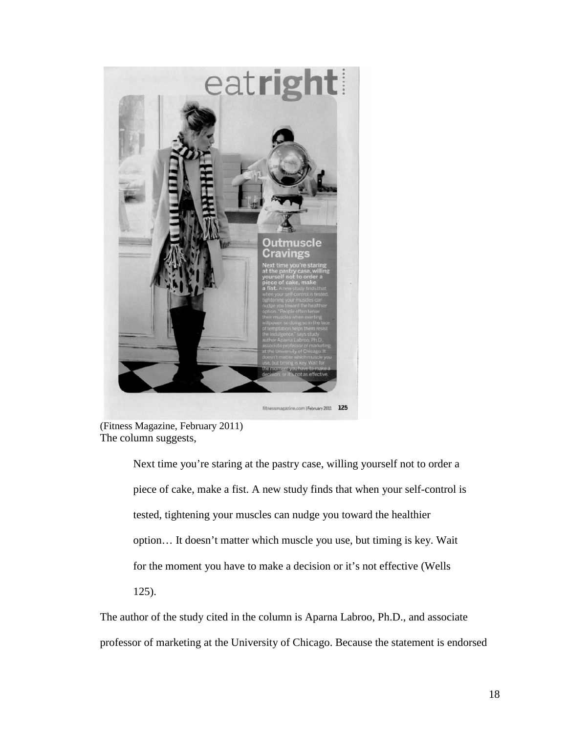(Fitness Magazine, February 2011)

The column suggests,

> Next time you're staring at the pastry case, willing yourself not to order a piece of cake, make a fist. A new study finds that when your self-control is tested, tightening your muscles can nudge you toward the healthier option… It doesn't matter which muscle you use, but timing is key. Wait for the moment you have to make a decision or it's not effective (Wells 125).

The author of the study cited in the column is Aparna Labroo, Ph.D., and associate professor of marketing at the University of Chicago. Because the statement is endorsed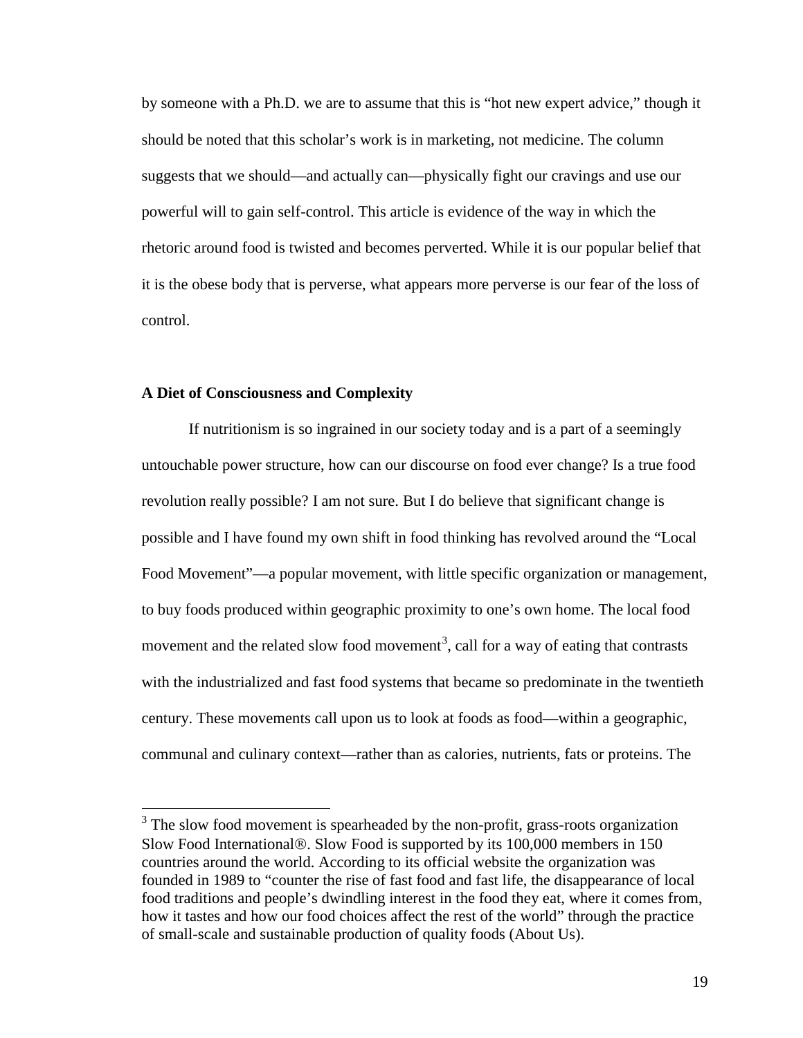by someone with a Ph.D. we are to assume that this is "hot new expert advice," though it should be noted that this scholar's work is in marketing, not medicine. The column suggests that we should—and actually can—physically fight our cravings and use our powerful will to gain self-control. This article is evidence of the way in which the rhetoric around food is twisted and becomes perverted. While it is our popular belief that it is the obese body that is perverse, what appears more perverse is our fear of the loss of control.

**A Diet of Consciousness and Complexity**

If nutritionism is so ingrained in our society today and is a part of a seemingly untouchable power structure, how can our discourse on food ever change? Is a true food revolution really possible? I am not sure. But I do believe that significant change is possible and I have found my own shift in food thinking has revolved around the "Local Food Movement"—a popular movement, with little specific organization or management, to buy foods produced within geographic proximity to one's own home. The local food movement and the related slow food movement[3], call for a way of eating that contrasts with the industrialized and fast food systems that became so predominate in the twentieth century. These movements call upon us to look at foods as food—within a geographic, communal and culinary context—rather than as calories, nutrients, fats or proteins. The

[3] The slow food movement is spearheaded by the non-profit, grass-roots organization Slow Food International®. Slow Food is supported by its 100,000 members in 150 countries around the world. According to its official website the organization was founded in 1989 to "counter the rise of fast food and fast life, the disappearance of local food traditions and people's dwindling interest in the food they eat, where it comes from, how it tastes and how our food choices affect the rest of the world" through the practice of small-scale and sustainable production of quality foods (About Us).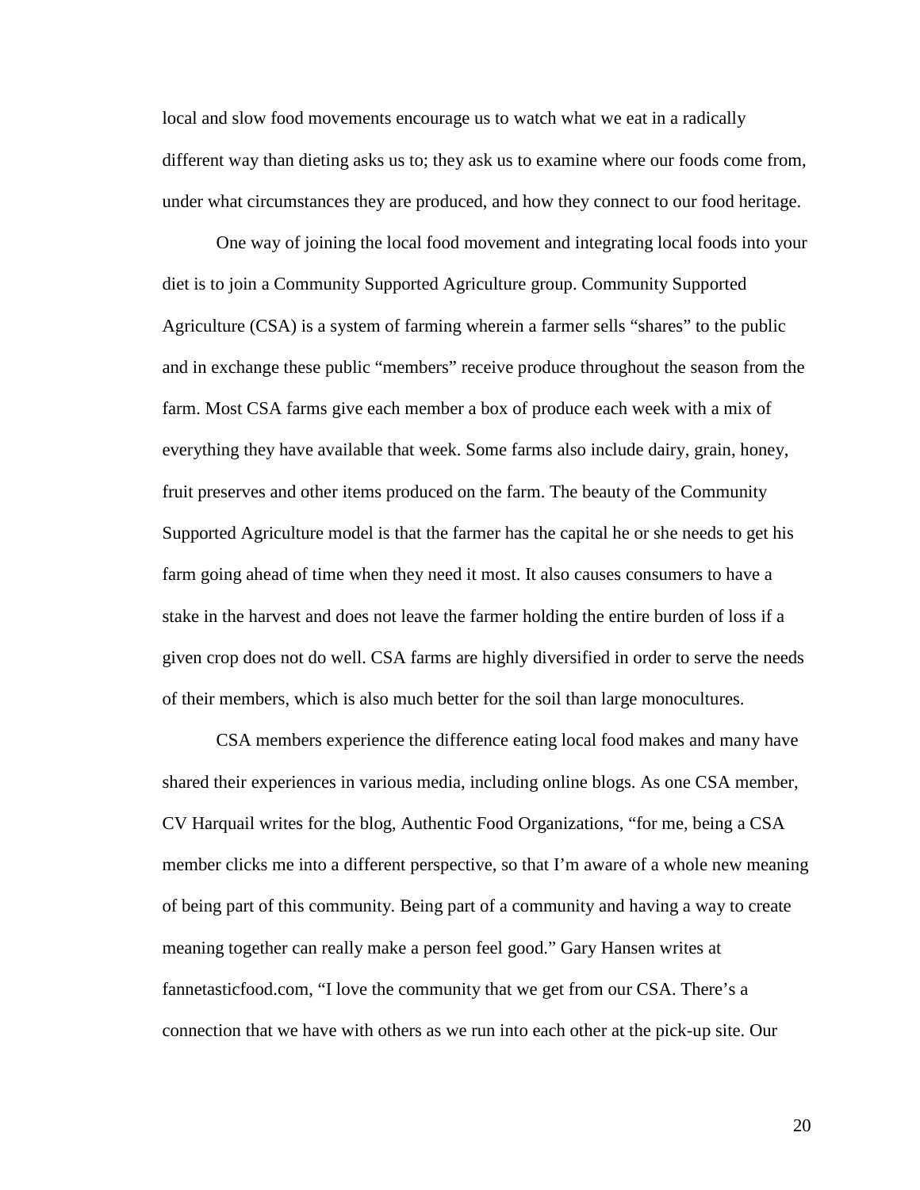local and slow food movements encourage us to watch what we eat in a radically different way than dieting asks us to; they ask us to examine where our foods come from, under what circumstances they are produced, and how they connect to our food heritage.

One way of joining the local food movement and integrating local foods into your diet is to join a Community Supported Agriculture group. Community Supported Agriculture (CSA) is a system of farming wherein a farmer sells "shares" to the public and in exchange these public "members" receive produce throughout the season from the farm. Most CSA farms give each member a box of produce each week with a mix of everything they have available that week. Some farms also include dairy, grain, honey, fruit preserves and other items produced on the farm. The beauty of the Community Supported Agriculture model is that the farmer has the capital he or she needs to get his farm going ahead of time when they need it most. It also causes consumers to have a stake in the harvest and does not leave the farmer holding the entire burden of loss if a given crop does not do well. CSA farms are highly diversified in order to serve the needs of their members, which is also much better for the soil than large monocultures.

CSA members experience the difference eating local food makes and many have shared their experiences in various media, including online blogs. As one CSA member, CV Harquail writes for the blog, Authentic Food Organizations, "for me, being a CSA member clicks me into a different perspective, so that I'm aware of a whole new meaning of being part of this community. Being part of a community and having a way to create meaning together can really make a person feel good." Gary Hansen writes at fannetasticfood.com, "I love the community that we get from our CSA. There's a connection that we have with others as we run into each other at the pick-up site. Our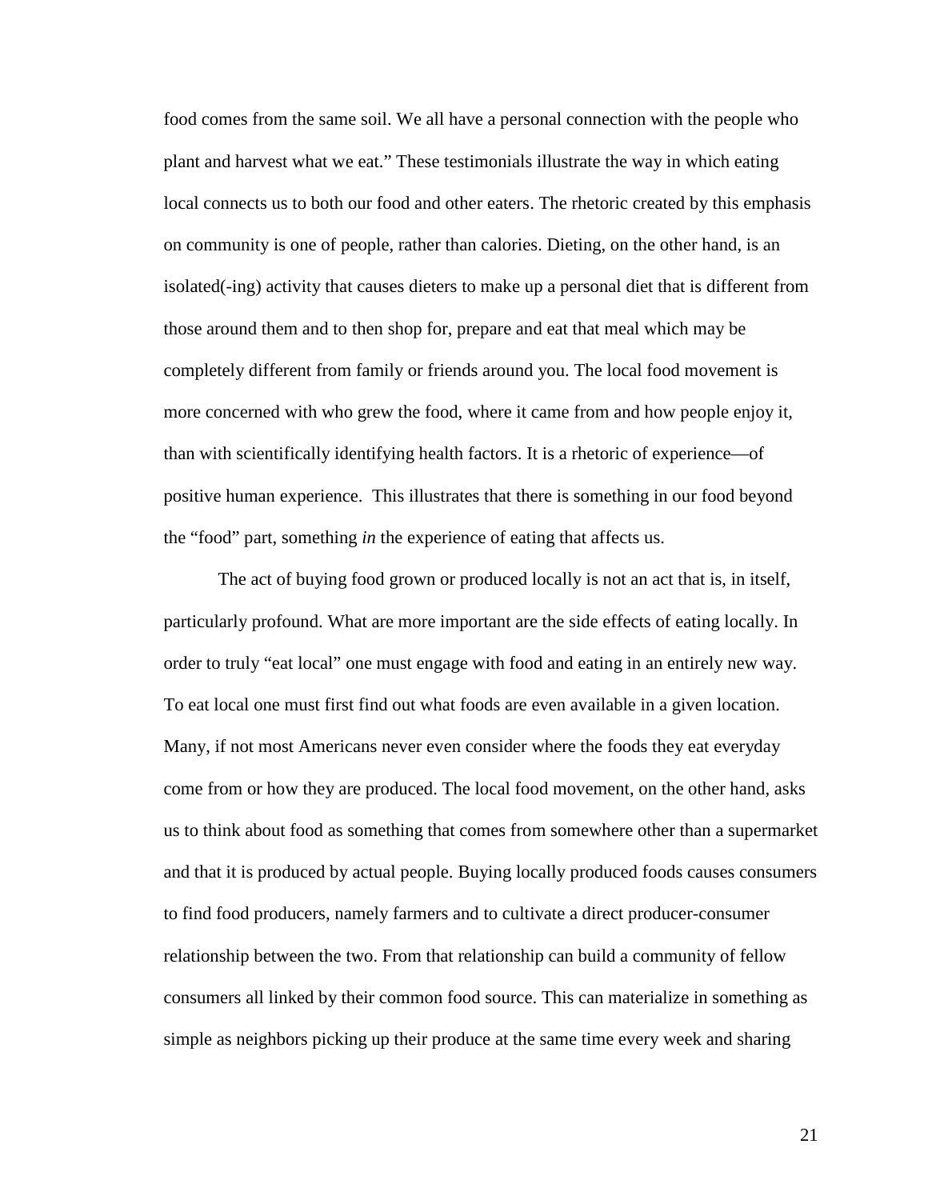food comes from the same soil. We all have a personal connection with the people who plant and harvest what we eat." These testimonials illustrate the way in which eating local connects us to both our food and other eaters. The rhetoric created by this emphasis on community is one of people, rather than calories. Dieting, on the other hand, is an isolated(-ing) activity that causes dieters to make up a personal diet that is different from those around them and to then shop for, prepare and eat that meal which may be completely different from family or friends around you. The local food movement is more concerned with who grew the food, where it came from and how people enjoy it, than with scientifically identifying health factors. It is a rhetoric of experience—of positive human experience. This illustrates that there is something in our food beyond the "food" part, something *in* the experience of eating that affects us.

The act of buying food grown or produced locally is not an act that is, in itself, particularly profound. What are more important are the side effects of eating locally. In order to truly "eat local" one must engage with food and eating in an entirely new way. To eat local one must first find out what foods are even available in a given location. Many, if not most Americans never even consider where the foods they eat everyday come from or how they are produced. The local food movement, on the other hand, asks us to think about food as something that comes from somewhere other than a supermarket and that it is produced by actual people. Buying locally produced foods causes consumers to find food producers, namely farmers and to cultivate a direct producer-consumer relationship between the two. From that relationship can build a community of fellow consumers all linked by their common food source. This can materialize in something as simple as neighbors picking up their produce at the same time every week and sharing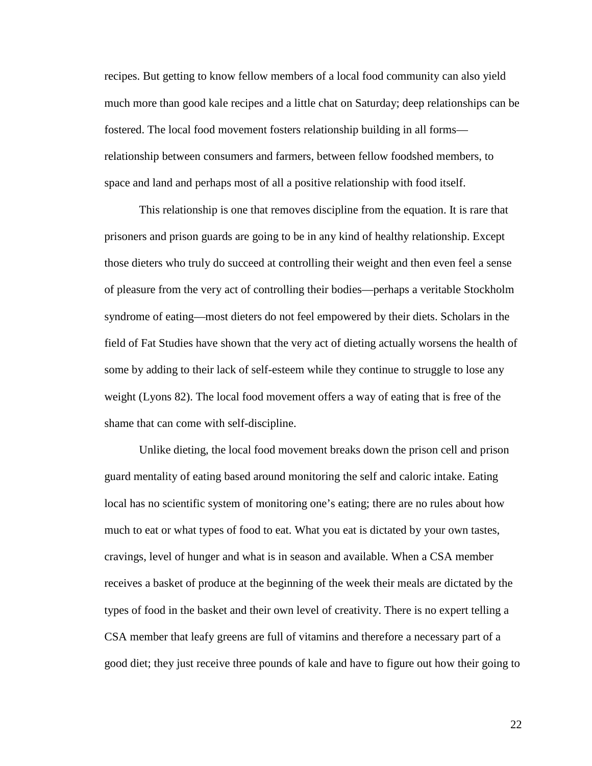recipes. But getting to know fellow members of a local food community can also yield much more than good kale recipes and a little chat on Saturday; deep relationships can be fostered. The local food movement fosters relationship building in all forms—relationship between consumers and farmers, between fellow foodshed members, to space and land and perhaps most of all a positive relationship with food itself.

This relationship is one that removes discipline from the equation. It is rare that prisoners and prison guards are going to be in any kind of healthy relationship. Except those dieters who truly do succeed at controlling their weight and then even feel a sense of pleasure from the very act of controlling their bodies—perhaps a veritable Stockholm syndrome of eating—most dieters do not feel empowered by their diets. Scholars in the field of Fat Studies have shown that the very act of dieting actually worsens the health of some by adding to their lack of self-esteem while they continue to struggle to lose any weight (Lyons 82). The local food movement offers a way of eating that is free of the shame that can come with self-discipline.

Unlike dieting, the local food movement breaks down the prison cell and prison guard mentality of eating based around monitoring the self and caloric intake. Eating local has no scientific system of monitoring one's eating; there are no rules about how much to eat or what types of food to eat. What you eat is dictated by your own tastes, cravings, level of hunger and what is in season and available. When a CSA member receives a basket of produce at the beginning of the week their meals are dictated by the types of food in the basket and their own level of creativity. There is no expert telling a CSA member that leafy greens are full of vitamins and therefore a necessary part of a good diet; they just receive three pounds of kale and have to figure out how their going to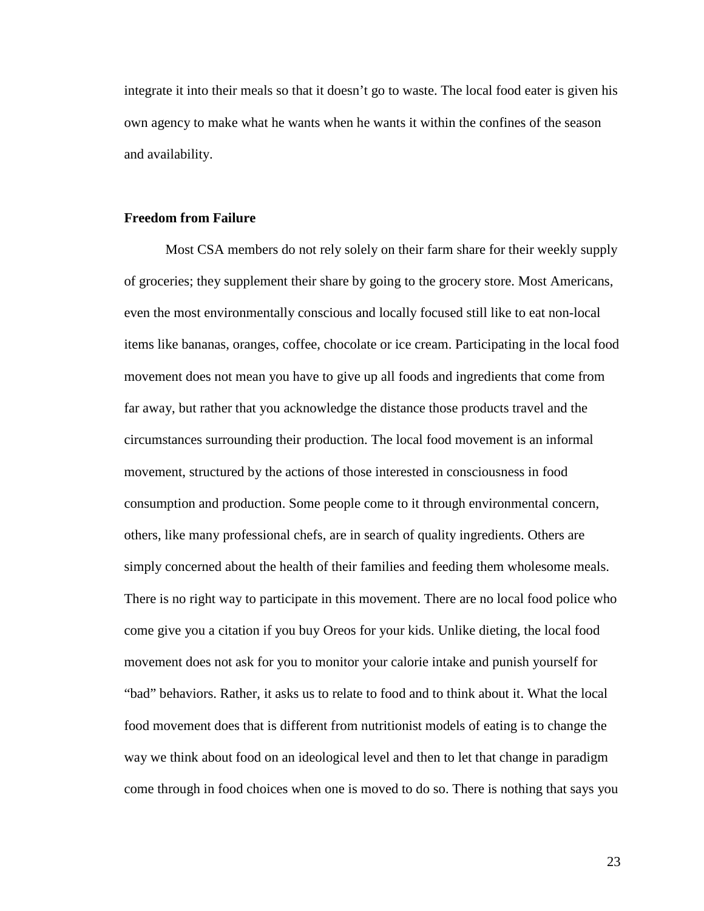integrate it into their meals so that it doesn't go to waste. The local food eater is given his own agency to make what he wants when he wants it within the confines of the season and availability.

### Freedom from Failure

Most CSA members do not rely solely on their farm share for their weekly supply of groceries; they supplement their share by going to the grocery store. Most Americans, even the most environmentally conscious and locally focused still like to eat non-local items like bananas, oranges, coffee, chocolate or ice cream. Participating in the local food movement does not mean you have to give up all foods and ingredients that come from far away, but rather that you acknowledge the distance those products travel and the circumstances surrounding their production. The local food movement is an informal movement, structured by the actions of those interested in consciousness in food consumption and production. Some people come to it through environmental concern, others, like many professional chefs, are in search of quality ingredients. Others are simply concerned about the health of their families and feeding them wholesome meals. There is no right way to participate in this movement. There are no local food police who come give you a citation if you buy Oreos for your kids. Unlike dieting, the local food movement does not ask for you to monitor your calorie intake and punish yourself for "bad" behaviors. Rather, it asks us to relate to food and to think about it. What the local food movement does that is different from nutritionist models of eating is to change the way we think about food on an ideological level and then to let that change in paradigm come through in food choices when one is moved to do so. There is nothing that says you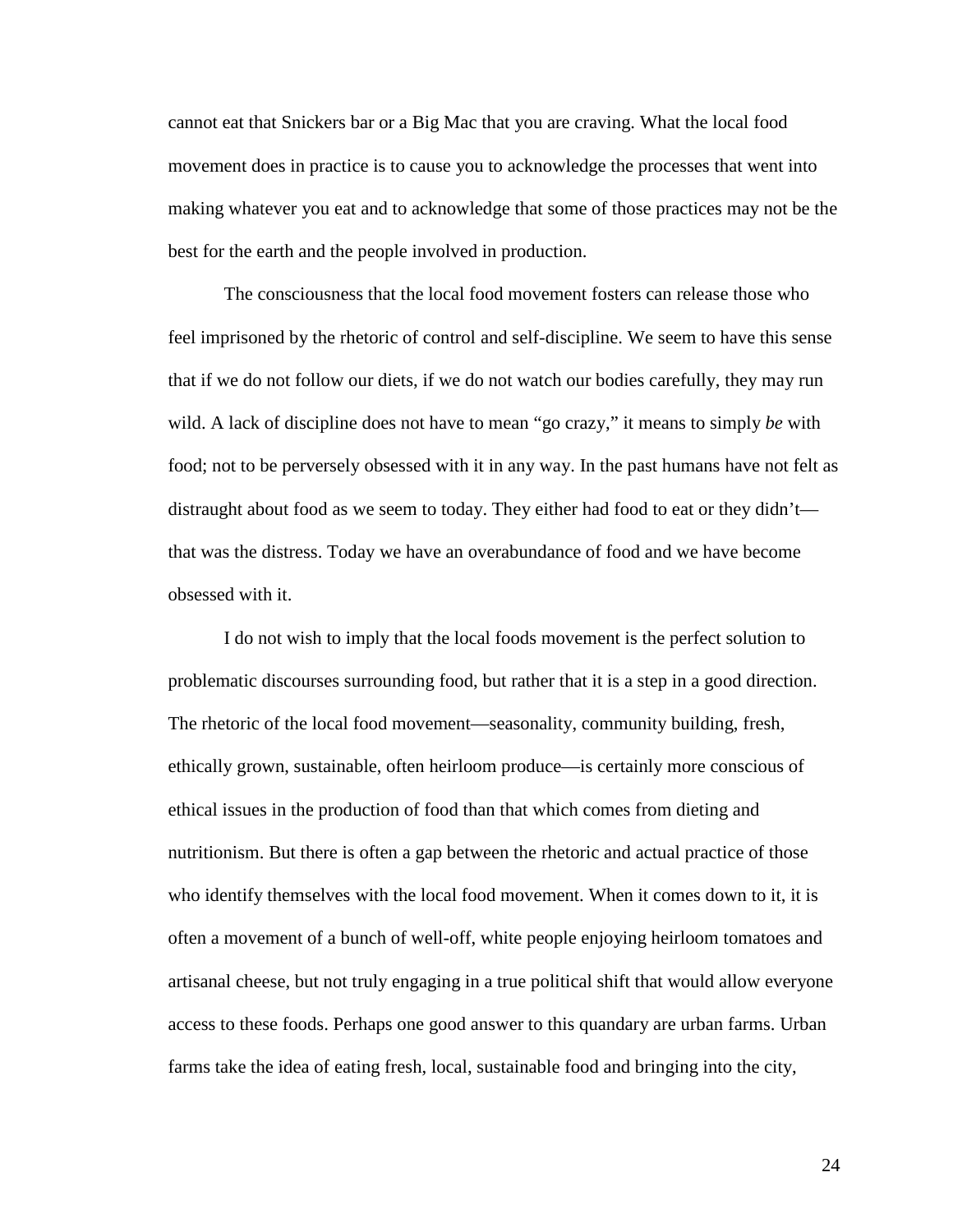cannot eat that Snickers bar or a Big Mac that you are craving. What the local food movement does in practice is to cause you to acknowledge the processes that went into making whatever you eat and to acknowledge that some of those practices may not be the best for the earth and the people involved in production.

The consciousness that the local food movement fosters can release those who feel imprisoned by the rhetoric of control and self-discipline. We seem to have this sense that if we do not follow our diets, if we do not watch our bodies carefully, they may run wild. A lack of discipline does not have to mean "go crazy," it means to simply *be* with food; not to be perversely obsessed with it in any way. In the past humans have not felt as distraught about food as we seem to today. They either had food to eat or they didn't—that was the distress. Today we have an overabundance of food and we have become obsessed with it.

I do not wish to imply that the local foods movement is the perfect solution to problematic discourses surrounding food, but rather that it is a step in a good direction. The rhetoric of the local food movement—seasonality, community building, fresh, ethically grown, sustainable, often heirloom produce—is certainly more conscious of ethical issues in the production of food than that which comes from dieting and nutritionism. But there is often a gap between the rhetoric and actual practice of those who identify themselves with the local food movement. When it comes down to it, it is often a movement of a bunch of well-off, white people enjoying heirloom tomatoes and artisanal cheese, but not truly engaging in a true political shift that would allow everyone access to these foods. Perhaps one good answer to this quandary are urban farms. Urban farms take the idea of eating fresh, local, sustainable food and bringing into the city,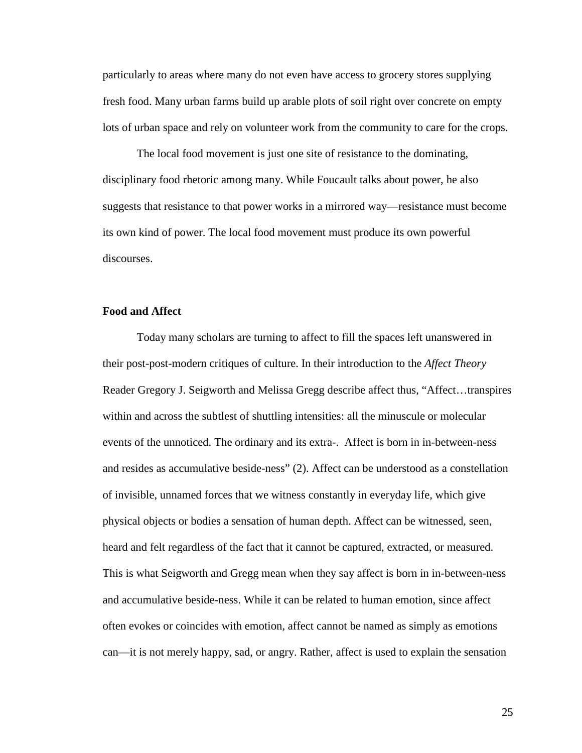particularly to areas where many do not even have access to grocery stores supplying fresh food. Many urban farms build up arable plots of soil right over concrete on empty lots of urban space and rely on volunteer work from the community to care for the crops.

The local food movement is just one site of resistance to the dominating, disciplinary food rhetoric among many. While Foucault talks about power, he also suggests that resistance to that power works in a mirrored way—resistance must become its own kind of power. The local food movement must produce its own powerful discourses.

**Food and Affect**

Today many scholars are turning to affect to fill the spaces left unanswered in their post-post-modern critiques of culture. In their introduction to the *Affect Theory* Reader Gregory J. Seigworth and Melissa Gregg describe affect thus, "Affect…transpires within and across the subtlest of shuttling intensities: all the minuscule or molecular events of the unnoticed. The ordinary and its extra-. Affect is born in in-between-ness and resides as accumulative beside-ness" (2). Affect can be understood as a constellation of invisible, unnamed forces that we witness constantly in everyday life, which give physical objects or bodies a sensation of human depth. Affect can be witnessed, seen, heard and felt regardless of the fact that it cannot be captured, extracted, or measured. This is what Seigworth and Gregg mean when they say affect is born in in-between-ness and accumulative beside-ness. While it can be related to human emotion, since affect often evokes or coincides with emotion, affect cannot be named as simply as emotions can—it is not merely happy, sad, or angry. Rather, affect is used to explain the sensation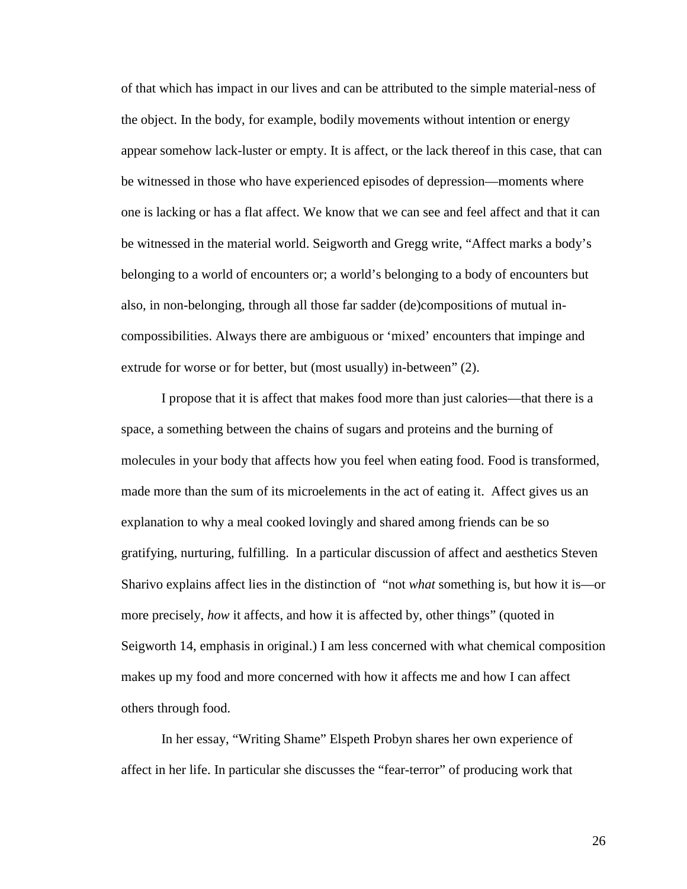of that which has impact in our lives and can be attributed to the simple material-ness of the object. In the body, for example, bodily movements without intention or energy appear somehow lack-luster or empty. It is affect, or the lack thereof in this case, that can be witnessed in those who have experienced episodes of depression—moments where one is lacking or has a flat affect. We know that we can see and feel affect and that it can be witnessed in the material world. Seigworth and Gregg write, "Affect marks a body's belonging to a world of encounters or; a world's belonging to a body of encounters but also, in non-belonging, through all those far sadder (de)compositions of mutual in-compossibilities. Always there are ambiguous or 'mixed' encounters that impinge and extrude for worse or for better, but (most usually) in-between" (2).

I propose that it is affect that makes food more than just calories—that there is a space, a something between the chains of sugars and proteins and the burning of molecules in your body that affects how you feel when eating food. Food is transformed, made more than the sum of its microelements in the act of eating it. Affect gives us an explanation to why a meal cooked lovingly and shared among friends can be so gratifying, nurturing, fulfilling. In a particular discussion of affect and aesthetics Steven Sharivo explains affect lies in the distinction of "not *what* something is, but how it is—or more precisely, *how* it affects, and how it is affected by, other things" (quoted in Seigworth 14, emphasis in original.) I am less concerned with what chemical composition makes up my food and more concerned with how it affects me and how I can affect others through food.

In her essay, "Writing Shame" Elspeth Probyn shares her own experience of affect in her life. In particular she discusses the "fear-terror" of producing work that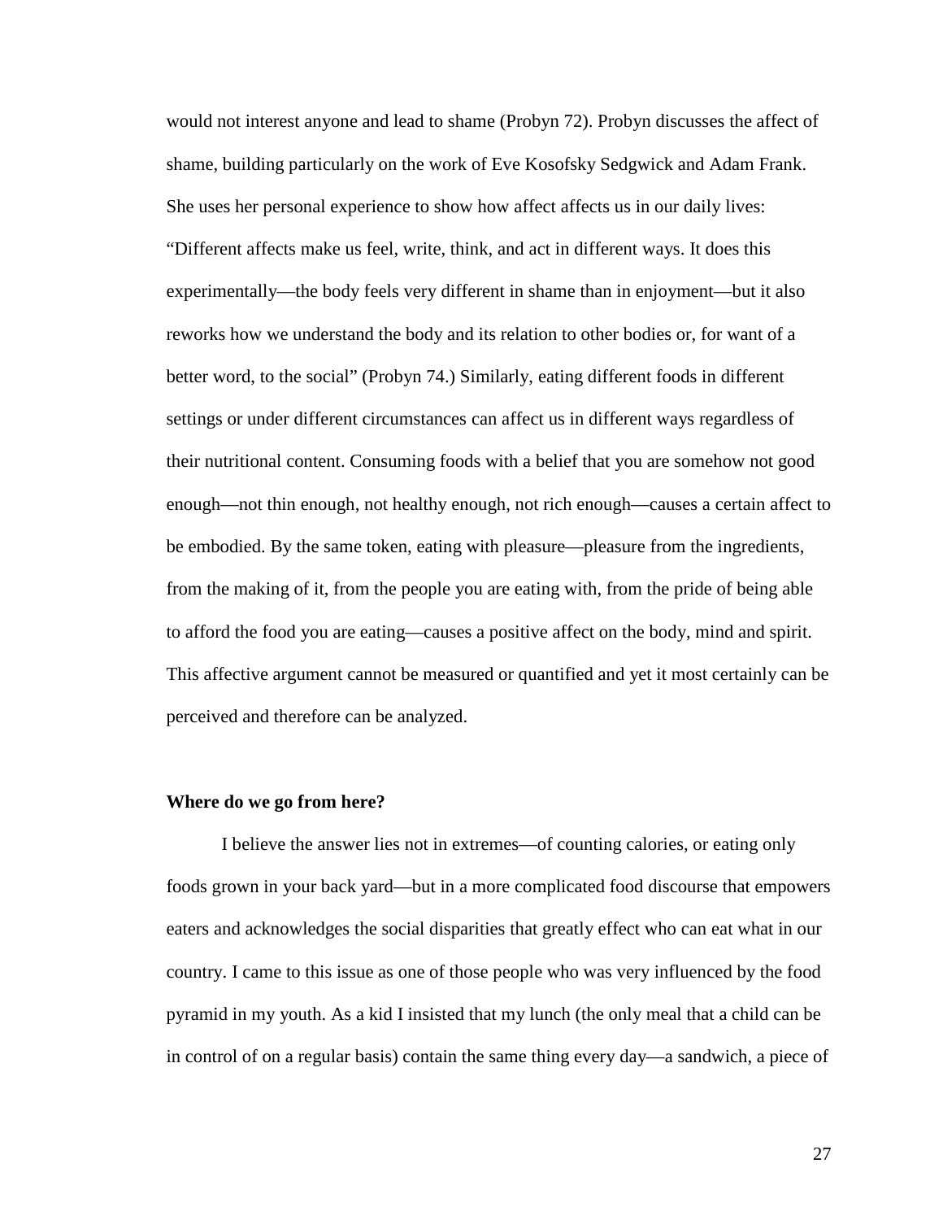would not interest anyone and lead to shame (Probyn 72). Probyn discusses the affect of shame, building particularly on the work of Eve Kosofsky Sedgwick and Adam Frank. She uses her personal experience to show how affect affects us in our daily lives: "Different affects make us feel, write, think, and act in different ways. It does this experimentally—the body feels very different in shame than in enjoyment—but it also reworks how we understand the body and its relation to other bodies or, for want of a better word, to the social" (Probyn 74.) Similarly, eating different foods in different settings or under different circumstances can affect us in different ways regardless of their nutritional content. Consuming foods with a belief that you are somehow not good enough—not thin enough, not healthy enough, not rich enough—causes a certain affect to be embodied. By the same token, eating with pleasure—pleasure from the ingredients, from the making of it, from the people you are eating with, from the pride of being able to afford the food you are eating—causes a positive affect on the body, mind and spirit. This affective argument cannot be measured or quantified and yet it most certainly can be perceived and therefore can be analyzed.

**Where do we go from here?**

I believe the answer lies not in extremes—of counting calories, or eating only foods grown in your back yard—but in a more complicated food discourse that empowers eaters and acknowledges the social disparities that greatly effect who can eat what in our country. I came to this issue as one of those people who was very influenced by the food pyramid in my youth. As a kid I insisted that my lunch (the only meal that a child can be in control of on a regular basis) contain the same thing every day—a sandwich, a piece of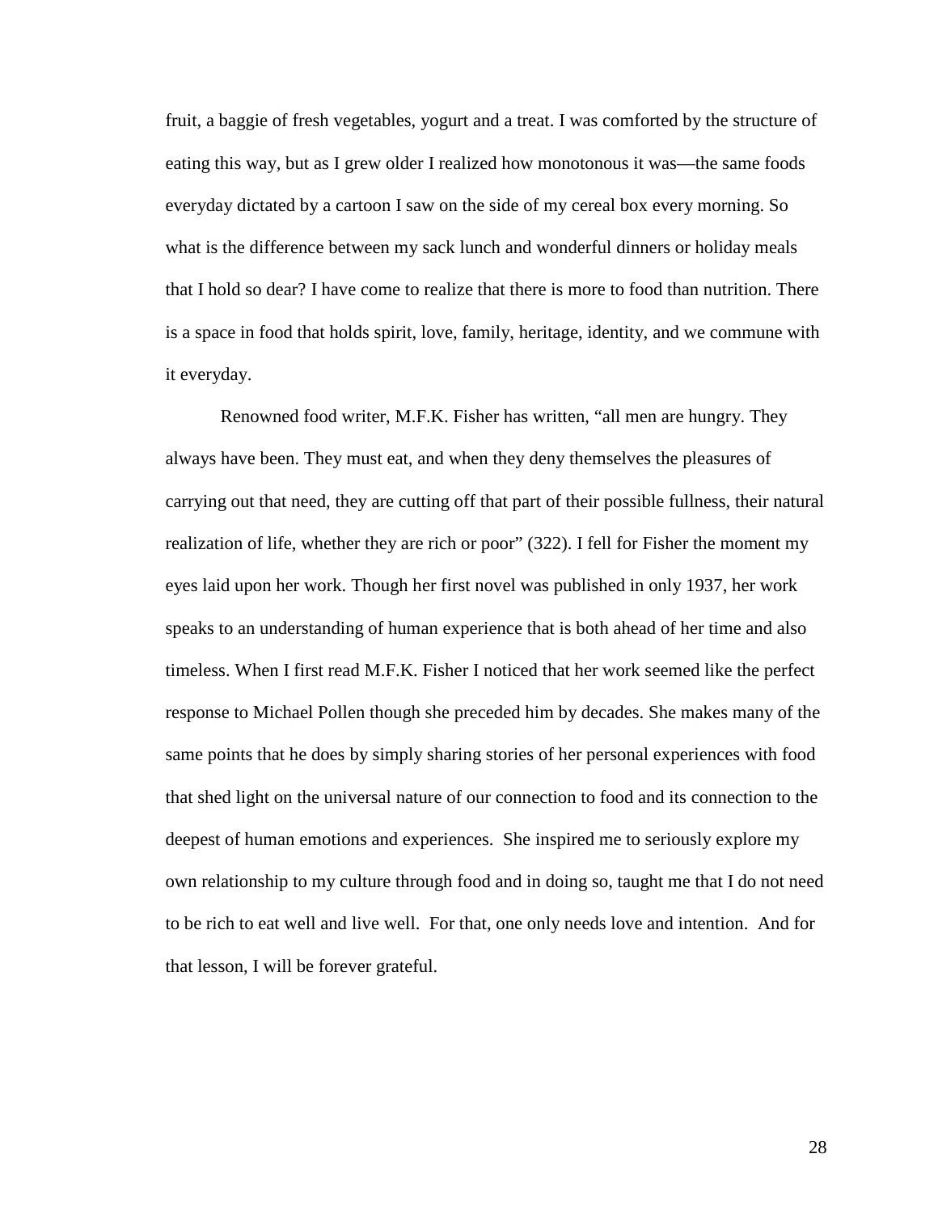fruit, a baggie of fresh vegetables, yogurt and a treat. I was comforted by the structure of eating this way, but as I grew older I realized how monotonous it was—the same foods everyday dictated by a cartoon I saw on the side of my cereal box every morning. So what is the difference between my sack lunch and wonderful dinners or holiday meals that I hold so dear? I have come to realize that there is more to food than nutrition. There is a space in food that holds spirit, love, family, heritage, identity, and we commune with it everyday.

Renowned food writer, M.F.K. Fisher has written, "all men are hungry. They always have been. They must eat, and when they deny themselves the pleasures of carrying out that need, they are cutting off that part of their possible fullness, their natural realization of life, whether they are rich or poor" (322). I fell for Fisher the moment my eyes laid upon her work. Though her first novel was published in only 1937, her work speaks to an understanding of human experience that is both ahead of her time and also timeless. When I first read M.F.K. Fisher I noticed that her work seemed like the perfect response to Michael Pollen though she preceded him by decades. She makes many of the same points that he does by simply sharing stories of her personal experiences with food that shed light on the universal nature of our connection to food and its connection to the deepest of human emotions and experiences. She inspired me to seriously explore my own relationship to my culture through food and in doing so, taught me that I do not need to be rich to eat well and live well. For that, one only needs love and intention. And for that lesson, I will be forever grateful.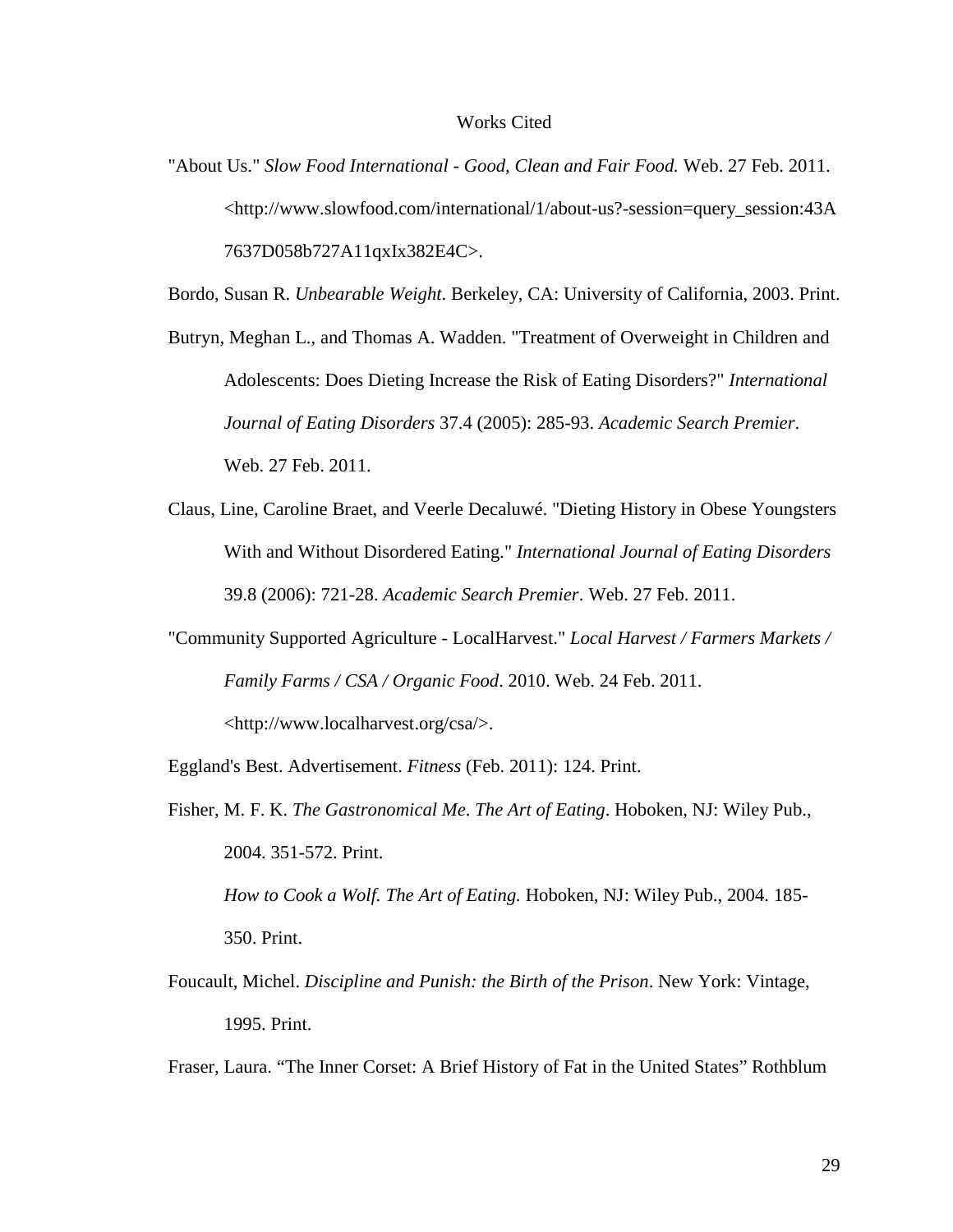# Works Cited

"About Us." *Slow Food International - Good, Clean and Fair Food.* Web. 27 Feb. 2011. <http://www.slowfood.com/international/1/about-us?-session=query_session:43A7637D058b727A11qxIx382E4C>.

Bordo, Susan R. *Unbearable Weight*. Berkeley, CA: University of California, 2003. Print.

Butryn, Meghan L., and Thomas A. Wadden. "Treatment of Overweight in Children and Adolescents: Does Dieting Increase the Risk of Eating Disorders?" *International Journal of Eating Disorders* 37.4 (2005): 285-93. *Academic Search Premier*. Web. 27 Feb. 2011.

Claus, Line, Caroline Braet, and Veerle Decaluwé. "Dieting History in Obese Youngsters With and Without Disordered Eating." *International Journal of Eating Disorders* 39.8 (2006): 721-28. *Academic Search Premier*. Web. 27 Feb. 2011.

"Community Supported Agriculture - LocalHarvest." *Local Harvest / Farmers Markets / Family Farms / CSA / Organic Food*. 2010. Web. 24 Feb. 2011. <http://www.localharvest.org/csa/>.

Eggland's Best. Advertisement. *Fitness* (Feb. 2011): 124. Print.

Fisher, M. F. K. *The Gastronomical Me*. *The Art of Eating*. Hoboken, NJ: Wiley Pub., 2004. 351-572. Print.

*How to Cook a Wolf. The Art of Eating.* Hoboken, NJ: Wiley Pub., 2004. 185-350. Print.

Foucault, Michel. *Discipline and Punish: the Birth of the Prison*. New York: Vintage, 1995. Print.

Fraser, Laura. "The Inner Corset: A Brief History of Fat in the United States" Rothblum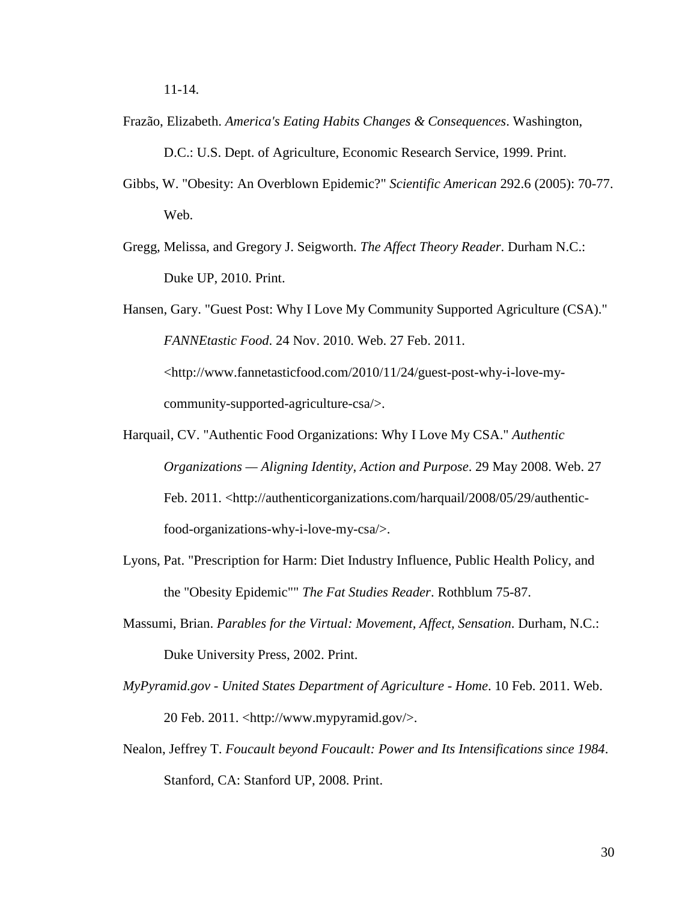11-14.

Frazão, Elizabeth. *America's Eating Habits Changes & Consequences*. Washington, D.C.: U.S. Dept. of Agriculture, Economic Research Service, 1999. Print.

Gibbs, W. "Obesity: An Overblown Epidemic?" *Scientific American* 292.6 (2005): 70-77. Web.

Gregg, Melissa, and Gregory J. Seigworth. *The Affect Theory Reader*. Durham N.C.: Duke UP, 2010. Print.

Hansen, Gary. "Guest Post: Why I Love My Community Supported Agriculture (CSA)." *FANNEtastic Food*. 24 Nov. 2010. Web. 27 Feb. 2011. <http://www.fannetasticfood.com/2010/11/24/guest-post-why-i-love-my-community-supported-agriculture-csa/>.

Harquail, CV. "Authentic Food Organizations: Why I Love My CSA." *Authentic Organizations — Aligning Identity, Action and Purpose*. 29 May 2008. Web. 27 Feb. 2011. <http://authenticorganizations.com/harquail/2008/05/29/authentic-food-organizations-why-i-love-my-csa/>.

Lyons, Pat. "Prescription for Harm: Diet Industry Influence, Public Health Policy, and the "Obesity Epidemic"" *The Fat Studies Reader*. Rothblum 75-87.

Massumi, Brian. *Parables for the Virtual: Movement, Affect, Sensation*. Durham, N.C.: Duke University Press, 2002. Print.

*MyPyramid.gov - United States Department of Agriculture - Home*. 10 Feb. 2011. Web. 20 Feb. 2011. <http://www.mypyramid.gov/>.

Nealon, Jeffrey T. *Foucault beyond Foucault: Power and Its Intensifications since 1984*. Stanford, CA: Stanford UP, 2008. Print.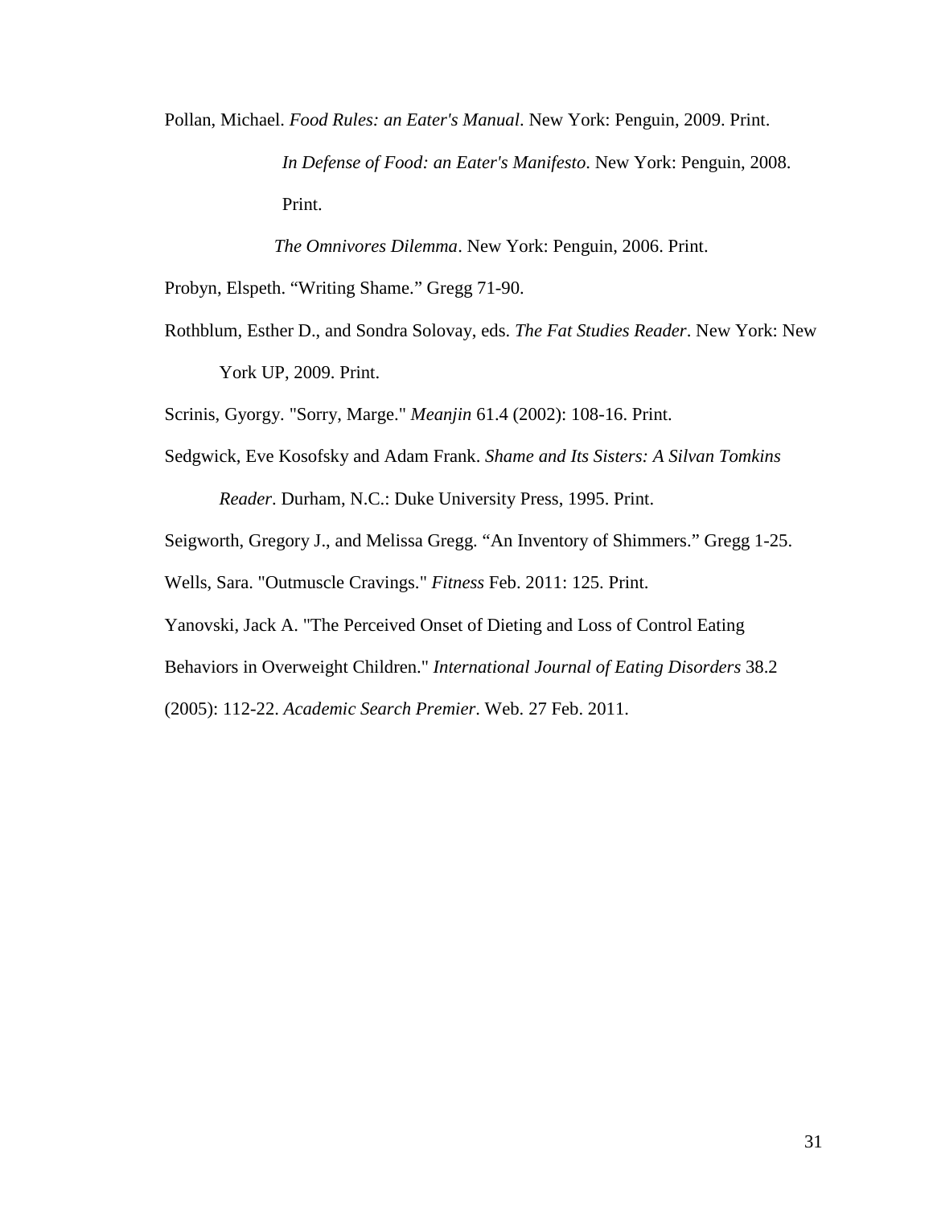Pollan, Michael. *Food Rules: an Eater's Manual*. New York: Penguin, 2009. Print.

*In Defense of Food: an Eater's Manifesto*. New York: Penguin, 2008. Print.

*The Omnivores Dilemma*. New York: Penguin, 2006. Print.

Probyn, Elspeth. "Writing Shame." Gregg 71-90.

Rothblum, Esther D., and Sondra Solovay, eds. *The Fat Studies Reader*. New York: New York UP, 2009. Print.

Scrinis, Gyorgy. "Sorry, Marge." *Meanjin* 61.4 (2002): 108-16. Print.

Sedgwick, Eve Kosofsky and Adam Frank. *Shame and Its Sisters: A Silvan Tomkins Reader*. Durham, N.C.: Duke University Press, 1995. Print.

Seigworth, Gregory J., and Melissa Gregg. "An Inventory of Shimmers." Gregg 1-25.

Wells, Sara. "Outmuscle Cravings." *Fitness* Feb. 2011: 125. Print.

Yanovski, Jack A. "The Perceived Onset of Dieting and Loss of Control Eating Behaviors in Overweight Children." *International Journal of Eating Disorders* 38.2 (2005): 112-22. *Academic Search Premier*. Web. 27 Feb. 2011.